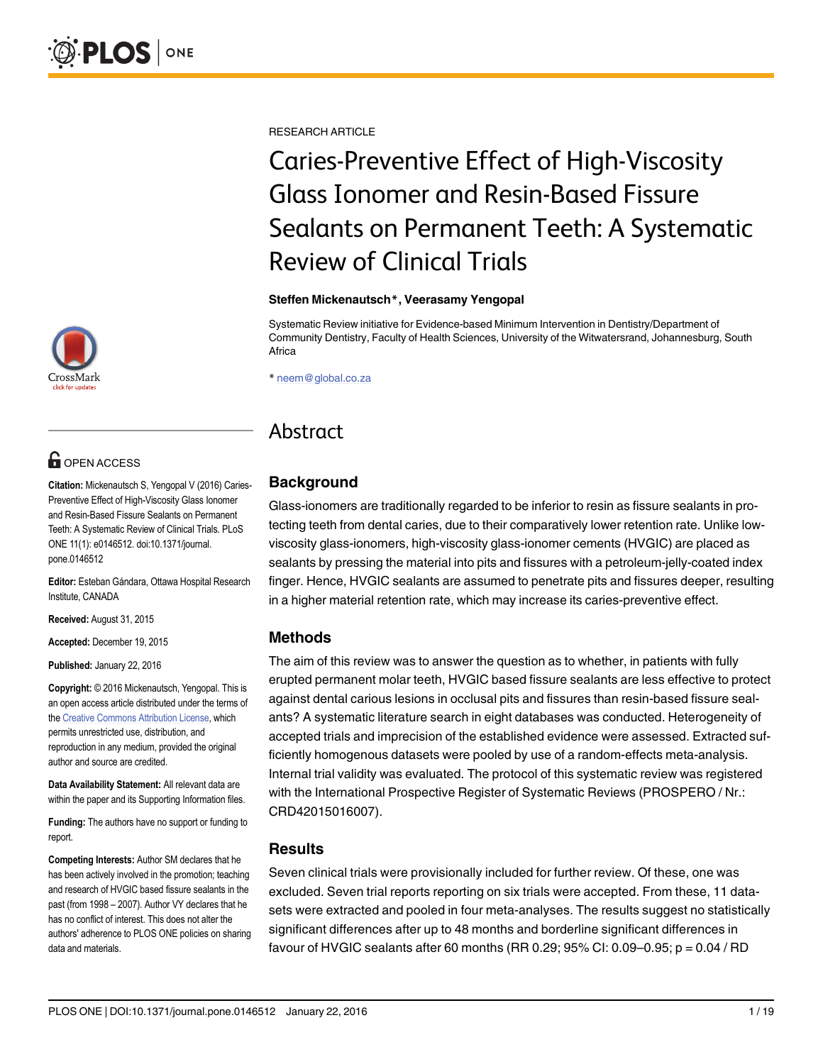RESEARCH ARTICLE

# Caries-Preventive Effect of High-Viscosity Glass Ionomer and Resin-Based Fissure Sealants on Permanent Teeth: A Systematic Review of Clinical Trials

**Steffen Mickenautsch*, Veerasamy Yengopal**

Systematic Review initiative for Evidence-based Minimum Intervention in Dentistry/Department of Community Dentistry, Faculty of Health Sciences, University of the Witwatersrand, Johannesburg, South Africa

* neem@global.co.za

OPEN ACCESS

**Citation:** Mickenautsch S, Yengopal V (2016) Caries-Preventive Effect of High-Viscosity Glass Ionomer and Resin-Based Fissure Sealants on Permanent Teeth: A Systematic Review of Clinical Trials. PLoS ONE 11(1): e0146512. doi:10.1371/journal.pone.0146512

**Editor:** Esteban Gándara, Ottawa Hospital Research Institute, CANADA

**Received:** August 31, 2015

**Accepted:** December 19, 2015

**Published:** January 22, 2016

**Copyright:** © 2016 Mickenautsch, Yengopal. This is an open access article distributed under the terms of the Creative Commons Attribution License, which permits unrestricted use, distribution, and reproduction in any medium, provided the original author and source are credited.

**Data Availability Statement:** All relevant data are within the paper and its Supporting Information files.

**Funding:** The authors have no support or funding to report.

**Competing Interests:** Author SM declares that he has been actively involved in the promotion; teaching and research of HVGIC based fissure sealants in the past (from 1998 – 2007). Author VY declares that he has no conflict of interest. This does not alter the authors' adherence to PLOS ONE policies on sharing data and materials.

## Abstract

### Background

Glass-ionomers are traditionally regarded to be inferior to resin as fissure sealants in protecting teeth from dental caries, due to their comparatively lower retention rate. Unlike low-viscosity glass-ionomers, high-viscosity glass-ionomer cements (HVGIC) are placed as sealants by pressing the material into pits and fissures with a petroleum-jelly-coated index finger. Hence, HVGIC sealants are assumed to penetrate pits and fissures deeper, resulting in a higher material retention rate, which may increase its caries-preventive effect.

### Methods

The aim of this review was to answer the question as to whether, in patients with fully erupted permanent molar teeth, HVGIC based fissure sealants are less effective to protect against dental carious lesions in occlusal pits and fissures than resin-based fissure sealants? A systematic literature search in eight databases was conducted. Heterogeneity of accepted trials and imprecision of the established evidence were assessed. Extracted sufficiently homogenous datasets were pooled by use of a random-effects meta-analysis. Internal trial validity was evaluated. The protocol of this systematic review was registered with the International Prospective Register of Systematic Reviews (PROSPERO / Nr.: CRD42015016007).

### Results

Seven clinical trials were provisionally included for further review. Of these, one was excluded. Seven trial reports reporting on six trials were accepted. From these, 11 datasets were extracted and pooled in four meta-analyses. The results suggest no statistically significant differences after up to 48 months and borderline significant differences in favour of HVGIC sealants after 60 months (RR 0.29; 95% CI: 0.09–0.95; p = 0.04 / RD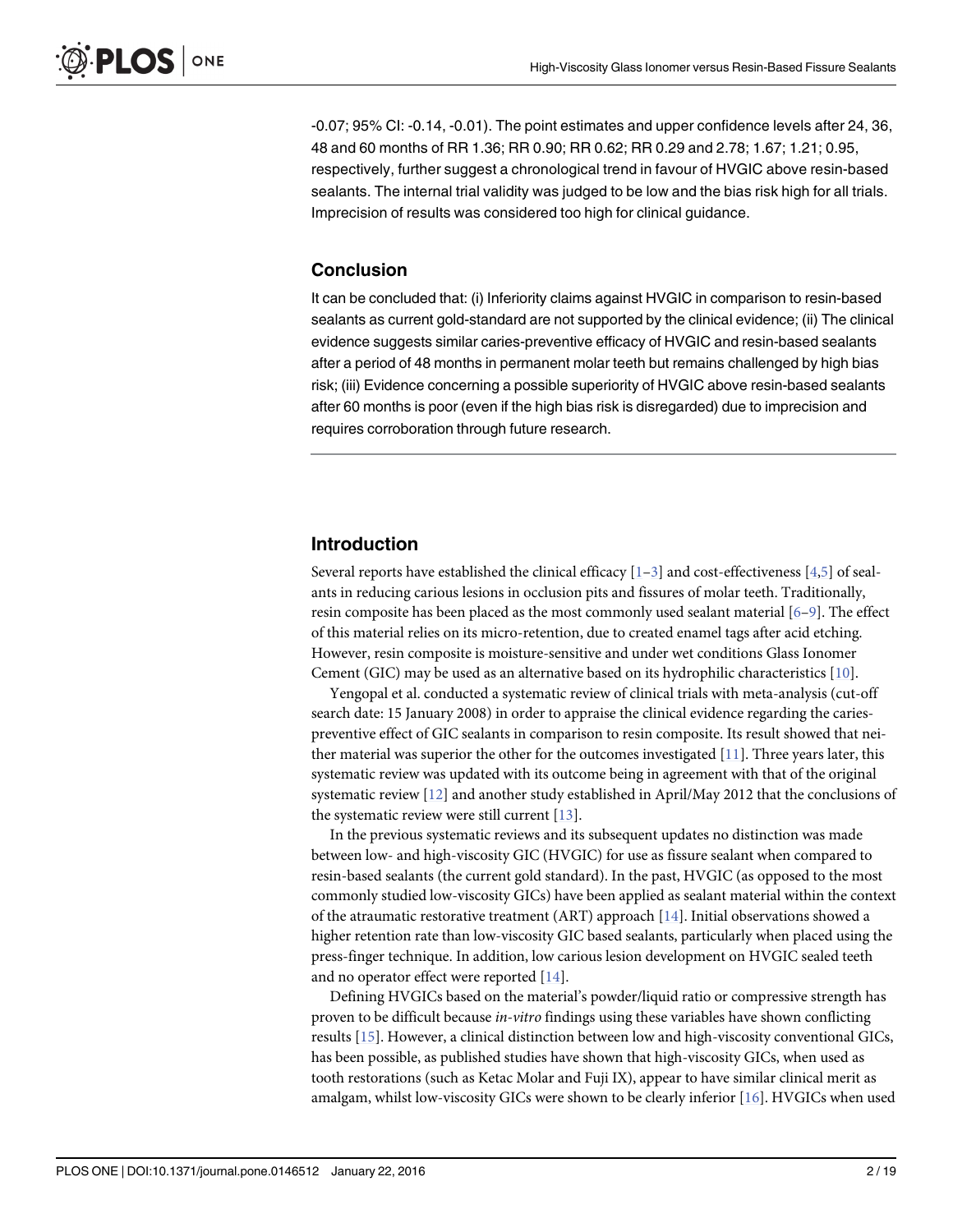-0.07; 95% CI: -0.14, -0.01). The point estimates and upper confidence levels after 24, 36, 48 and 60 months of RR 1.36; RR 0.90; RR 0.62; RR 0.29 and 2.78; 1.67; 1.21; 0.95, respectively, further suggest a chronological trend in favour of HVGIC above resin-based sealants. The internal trial validity was judged to be low and the bias risk high for all trials. Imprecision of results was considered too high for clinical guidance.

### Conclusion

It can be concluded that: (i) Inferiority claims against HVGIC in comparison to resin-based sealants as current gold-standard are not supported by the clinical evidence; (ii) The clinical evidence suggests similar caries-preventive efficacy of HVGIC and resin-based sealants after a period of 48 months in permanent molar teeth but remains challenged by high bias risk; (iii) Evidence concerning a possible superiority of HVGIC above resin-based sealants after 60 months is poor (even if the high bias risk is disregarded) due to imprecision and requires corroboration through future research.

## Introduction

Several reports have established the clinical efficacy [1–3] and cost-effectiveness [4,5] of sealants in reducing carious lesions in occlusion pits and fissures of molar teeth. Traditionally, resin composite has been placed as the most commonly used sealant material [6–9]. The effect of this material relies on its micro-retention, due to created enamel tags after acid etching. However, resin composite is moisture-sensitive and under wet conditions Glass Ionomer Cement (GIC) may be used as an alternative based on its hydrophilic characteristics [10].

Yengopal et al. conducted a systematic review of clinical trials with meta-analysis (cut-off search date: 15 January 2008) in order to appraise the clinical evidence regarding the caries-preventive effect of GIC sealants in comparison to resin composite. Its result showed that neither material was superior the other for the outcomes investigated [11]. Three years later, this systematic review was updated with its outcome being in agreement with that of the original systematic review [12] and another study established in April/May 2012 that the conclusions of the systematic review were still current [13].

In the previous systematic reviews and its subsequent updates no distinction was made between low- and high-viscosity GIC (HVGIC) for use as fissure sealant when compared to resin-based sealants (the current gold standard). In the past, HVGIC (as opposed to the most commonly studied low-viscosity GICs) have been applied as sealant material within the context of the atraumatic restorative treatment (ART) approach [14]. Initial observations showed a higher retention rate than low-viscosity GIC based sealants, particularly when placed using the press-finger technique. In addition, low carious lesion development on HVGIC sealed teeth and no operator effect were reported [14].

Defining HVGICs based on the material's powder/liquid ratio or compressive strength has proven to be difficult because *in-vitro* findings using these variables have shown conflicting results [15]. However, a clinical distinction between low and high-viscosity conventional GICs, has been possible, as published studies have shown that high-viscosity GICs, when used as tooth restorations (such as Ketac Molar and Fuji IX), appear to have similar clinical merit as amalgam, whilst low-viscosity GICs were shown to be clearly inferior [16]. HVGICs when used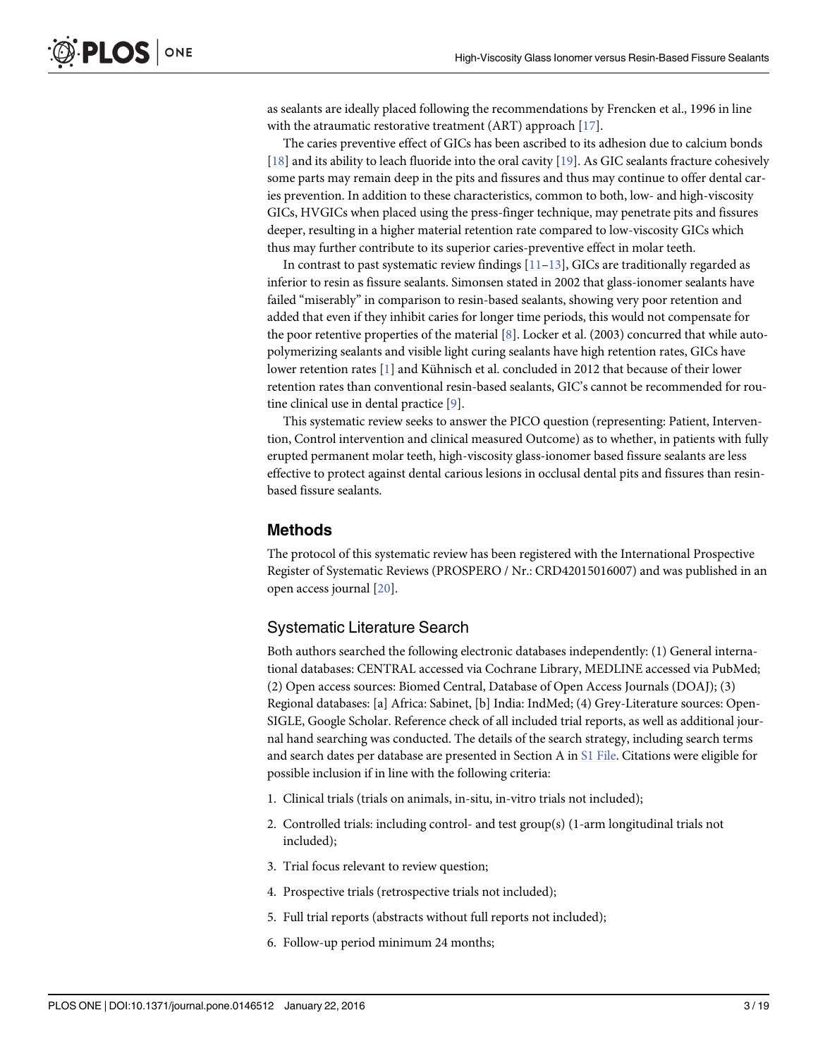as sealants are ideally placed following the recommendations by Frencken et al., 1996 in line with the atraumatic restorative treatment (ART) approach [17].

The caries preventive effect of GICs has been ascribed to its adhesion due to calcium bonds [18] and its ability to leach fluoride into the oral cavity [19]. As GIC sealants fracture cohesively some parts may remain deep in the pits and fissures and thus may continue to offer dental caries prevention. In addition to these characteristics, common to both, low- and high-viscosity GICs, HVGICs when placed using the press-finger technique, may penetrate pits and fissures deeper, resulting in a higher material retention rate compared to low-viscosity GICs which thus may further contribute to its superior caries-preventive effect in molar teeth.

In contrast to past systematic review findings [11–13], GICs are traditionally regarded as inferior to resin as fissure sealants. Simonsen stated in 2002 that glass-ionomer sealants have failed "miserably" in comparison to resin-based sealants, showing very poor retention and added that even if they inhibit caries for longer time periods, this would not compensate for the poor retentive properties of the material [8]. Locker et al. (2003) concurred that while auto-polymerizing sealants and visible light curing sealants have high retention rates, GICs have lower retention rates [1] and Kühnisch et al. concluded in 2012 that because of their lower retention rates than conventional resin-based sealants, GIC's cannot be recommended for routine clinical use in dental practice [9].

This systematic review seeks to answer the PICO question (representing: Patient, Intervention, Control intervention and clinical measured Outcome) as to whether, in patients with fully erupted permanent molar teeth, high-viscosity glass-ionomer based fissure sealants are less effective to protect against dental carious lesions in occlusal dental pits and fissures than resin-based fissure sealants.

## Methods

The protocol of this systematic review has been registered with the International Prospective Register of Systematic Reviews (PROSPERO / Nr.: CRD42015016007) and was published in an open access journal [20].

### Systematic Literature Search

Both authors searched the following electronic databases independently: (1) General international databases: CENTRAL accessed via Cochrane Library, MEDLINE accessed via PubMed; (2) Open access sources: Biomed Central, Database of Open Access Journals (DOAJ); (3) Regional databases: [a] Africa: Sabinet, [b] India: IndMed; (4) Grey-Literature sources: Open-SIGLE, Google Scholar. Reference check of all included trial reports, as well as additional journal hand searching was conducted. The details of the search strategy, including search terms and search dates per database are presented in Section A in S1 File. Citations were eligible for possible inclusion if in line with the following criteria:

1. Clinical trials (trials on animals, in-situ, in-vitro trials not included);
2. Controlled trials: including control- and test group(s) (1-arm longitudinal trials not included);
3. Trial focus relevant to review question;
4. Prospective trials (retrospective trials not included);
5. Full trial reports (abstracts without full reports not included);
6. Follow-up period minimum 24 months;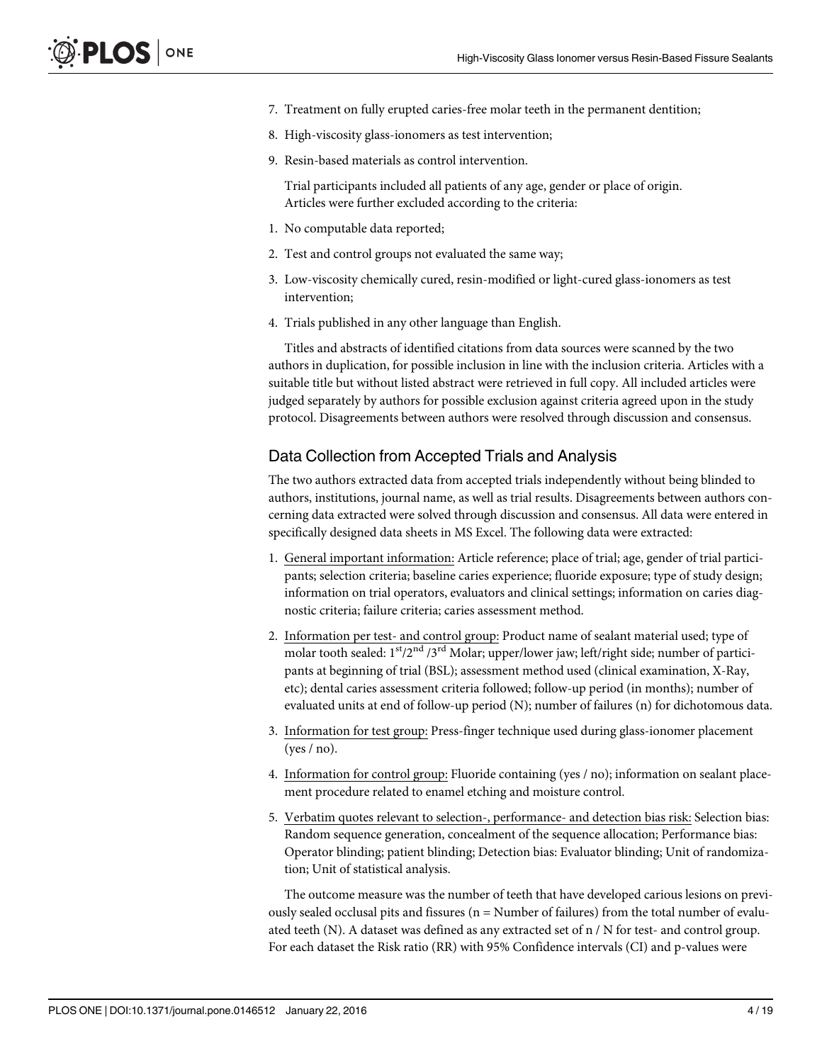7. Treatment on fully erupted caries-free molar teeth in the permanent dentition;
8. High-viscosity glass-ionomers as test intervention;
9. Resin-based materials as control intervention.

Trial participants included all patients of any age, gender or place of origin.
Articles were further excluded according to the criteria:

1. No computable data reported;
2. Test and control groups not evaluated the same way;
3. Low-viscosity chemically cured, resin-modified or light-cured glass-ionomers as test intervention;
4. Trials published in any other language than English.

Titles and abstracts of identified citations from data sources were scanned by the two authors in duplication, for possible inclusion in line with the inclusion criteria. Articles with a suitable title but without listed abstract were retrieved in full copy. All included articles were judged separately by authors for possible exclusion against criteria agreed upon in the study protocol. Disagreements between authors were resolved through discussion and consensus.

## Data Collection from Accepted Trials and Analysis

The two authors extracted data from accepted trials independently without being blinded to authors, institutions, journal name, as well as trial results. Disagreements between authors concerning data extracted were solved through discussion and consensus. All data were entered in specifically designed data sheets in MS Excel. The following data were extracted:

1. General important information: Article reference; place of trial; age, gender of trial participants; selection criteria; baseline caries experience; fluoride exposure; type of study design; information on trial operators, evaluators and clinical settings; information on caries diagnostic criteria; failure criteria; caries assessment method.
2. Information per test- and control group: Product name of sealant material used; type of molar tooth sealed: $1^{st}/2^{nd}/3^{rd}$ Molar; upper/lower jaw; left/right side; number of participants at beginning of trial (BSL); assessment method used (clinical examination, X-Ray, etc); dental caries assessment criteria followed; follow-up period (in months); number of evaluated units at end of follow-up period (N); number of failures (n) for dichotomous data.
3. Information for test group: Press-finger technique used during glass-ionomer placement (yes / no).
4. Information for control group: Fluoride containing (yes / no); information on sealant placement procedure related to enamel etching and moisture control.
5. Verbatim quotes relevant to selection-, performance- and detection bias risk: Selection bias: Random sequence generation, concealment of the sequence allocation; Performance bias: Operator blinding; patient blinding; Detection bias: Evaluator blinding; Unit of randomization; Unit of statistical analysis.

The outcome measure was the number of teeth that have developed carious lesions on previously sealed occlusal pits and fissures (n = Number of failures) from the total number of evaluated teeth (N). A dataset was defined as any extracted set of n / N for test- and control group. For each dataset the Risk ratio (RR) with 95% Confidence intervals (CI) and p-values were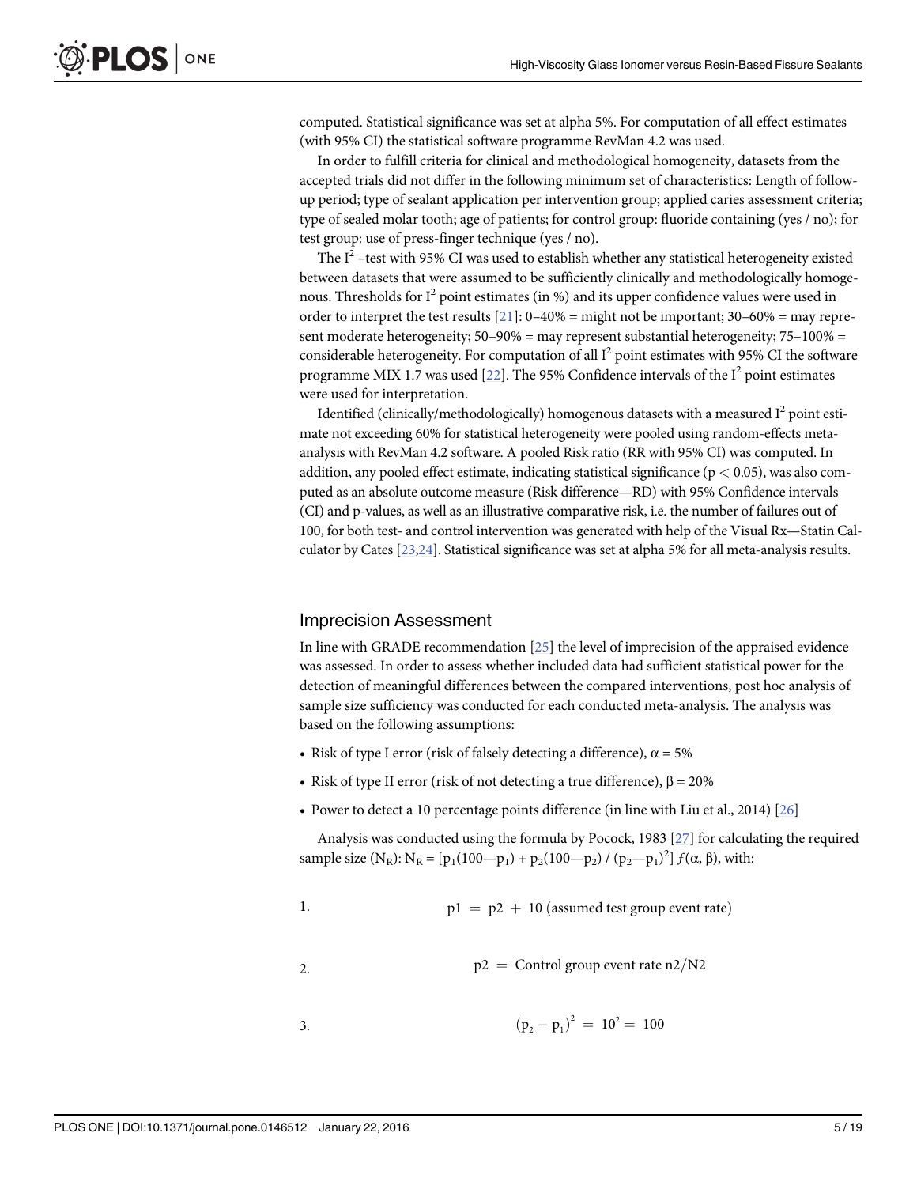computed. Statistical significance was set at alpha 5%. For computation of all effect estimates (with 95% CI) the statistical software programme RevMan 4.2 was used.

In order to fulfill criteria for clinical and methodological homogeneity, datasets from the accepted trials did not differ in the following minimum set of characteristics: Length of follow-up period; type of sealant application per intervention group; applied caries assessment criteria; type of sealed molar tooth; age of patients; for control group: fluoride containing (yes / no); for test group: use of press-finger technique (yes / no).

The $I^2$ –test with 95% CI was used to establish whether any statistical heterogeneity existed between datasets that were assumed to be sufficiently clinically and methodologically homogenous. Thresholds for $I^2$ point estimates (in %) and its upper confidence values were used in order to interpret the test results [21]: 0–40% = might not be important; 30–60% = may represent moderate heterogeneity; 50–90% = may represent substantial heterogeneity; 75–100% = considerable heterogeneity. For computation of all $I^2$ point estimates with 95% CI the software programme MIX 1.7 was used [22]. The 95% Confidence intervals of the $I^2$ point estimates were used for interpretation.

Identified (clinically/methodologically) homogenous datasets with a measured $I^2$ point estimate not exceeding 60% for statistical heterogeneity were pooled using random-effects meta-analysis with RevMan 4.2 software. A pooled Risk ratio (RR with 95% CI) was computed. In addition, any pooled effect estimate, indicating statistical significance ($p < 0.05$), was also computed as an absolute outcome measure (Risk difference—RD) with 95% Confidence intervals (CI) and p-values, as well as an illustrative comparative risk, i.e. the number of failures out of 100, for both test- and control intervention was generated with help of the Visual Rx—Statin Calculator by Cates [23,24]. Statistical significance was set at alpha 5% for all meta-analysis results.

## Imprecision Assessment

In line with GRADE recommendation [25] the level of imprecision of the appraised evidence was assessed. In order to assess whether included data had sufficient statistical power for the detection of meaningful differences between the compared interventions, post hoc analysis of sample size sufficiency was conducted for each conducted meta-analysis. The analysis was based on the following assumptions:

- Risk of type I error (risk of falsely detecting a difference), $\alpha = 5\%$
- Risk of type II error (risk of not detecting a true difference), $\beta = 20\%$
- Power to detect a 10 percentage points difference (in line with Liu et al., 2014) [26]

Analysis was conducted using the formula by Pocock, 1983 [27] for calculating the required sample size ($N_R$): $N_R = [p_1(100—p_1) + p_2(100—p_2) / (p_2—p_1)^2]\, f(\alpha, \beta)$, with:

1. $$p1 = p2 + 10 \text{ (assumed test group event rate)}$$

2. $$p2 = \text{Control group event rate } n2/N2$$

3. $$(p_2 - p_1)^2 = 10^2 = 100$$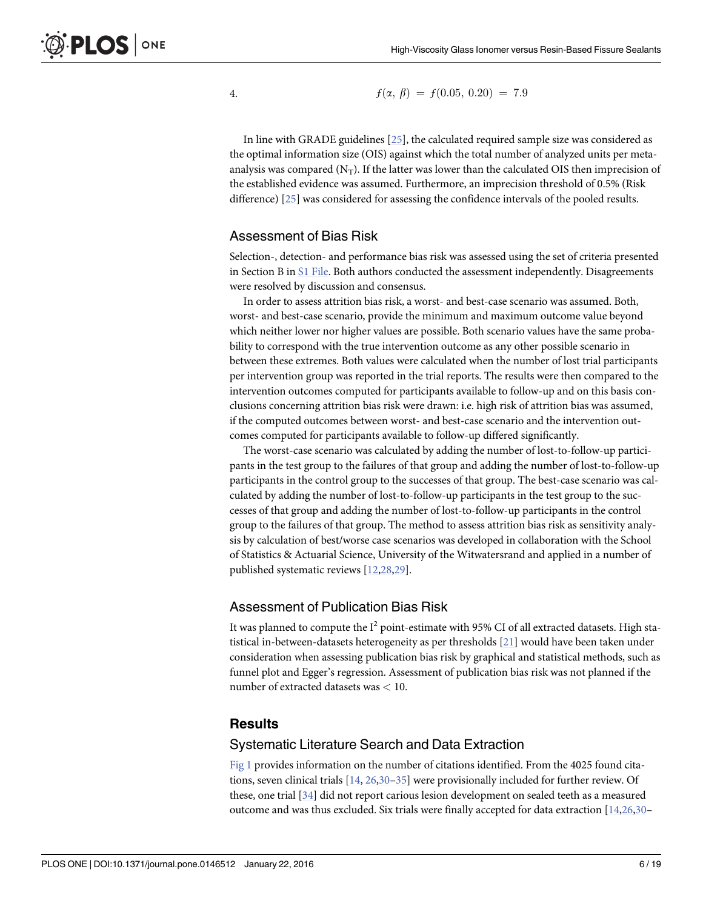4. $$f(\alpha,\ \beta)\ =\ f(0.05,\ 0.20)\ =\ 7.9$$

In line with GRADE guidelines [25], the calculated required sample size was considered as the optimal information size (OIS) against which the total number of analyzed units per meta-analysis was compared ($N_T$). If the latter was lower than the calculated OIS then imprecision of the established evidence was assumed. Furthermore, an imprecision threshold of 0.5% (Risk difference) [25] was considered for assessing the confidence intervals of the pooled results.

## Assessment of Bias Risk

Selection-, detection- and performance bias risk was assessed using the set of criteria presented in Section B in S1 File. Both authors conducted the assessment independently. Disagreements were resolved by discussion and consensus.

In order to assess attrition bias risk, a worst- and best-case scenario was assumed. Both, worst- and best-case scenario, provide the minimum and maximum outcome value beyond which neither lower nor higher values are possible. Both scenario values have the same probability to correspond with the true intervention outcome as any other possible scenario in between these extremes. Both values were calculated when the number of lost trial participants per intervention group was reported in the trial reports. The results were then compared to the intervention outcomes computed for participants available to follow-up and on this basis conclusions concerning attrition bias risk were drawn: i.e. high risk of attrition bias was assumed, if the computed outcomes between worst- and best-case scenario and the intervention outcomes computed for participants available to follow-up differed significantly.

The worst-case scenario was calculated by adding the number of lost-to-follow-up participants in the test group to the failures of that group and adding the number of lost-to-follow-up participants in the control group to the successes of that group. The best-case scenario was calculated by adding the number of lost-to-follow-up participants in the test group to the successes of that group and adding the number of lost-to-follow-up participants in the control group to the failures of that group. The method to assess attrition bias risk as sensitivity analysis by calculation of best/worse case scenarios was developed in collaboration with the School of Statistics & Actuarial Science, University of the Witwatersrand and applied in a number of published systematic reviews [12,28,29].

## Assessment of Publication Bias Risk

It was planned to compute the $I^2$ point-estimate with 95% CI of all extracted datasets. High statistical in-between-datasets heterogeneity as per thresholds [21] would have been taken under consideration when assessing publication bias risk by graphical and statistical methods, such as funnel plot and Egger's regression. Assessment of publication bias risk was not planned if the number of extracted datasets was $< 10$.

# Results

## Systematic Literature Search and Data Extraction

Fig 1 provides information on the number of citations identified. From the 4025 found citations, seven clinical trials [14, 26,30–35] were provisionally included for further review. Of these, one trial [34] did not report carious lesion development on sealed teeth as a measured outcome and was thus excluded. Six trials were finally accepted for data extraction [14,26,30–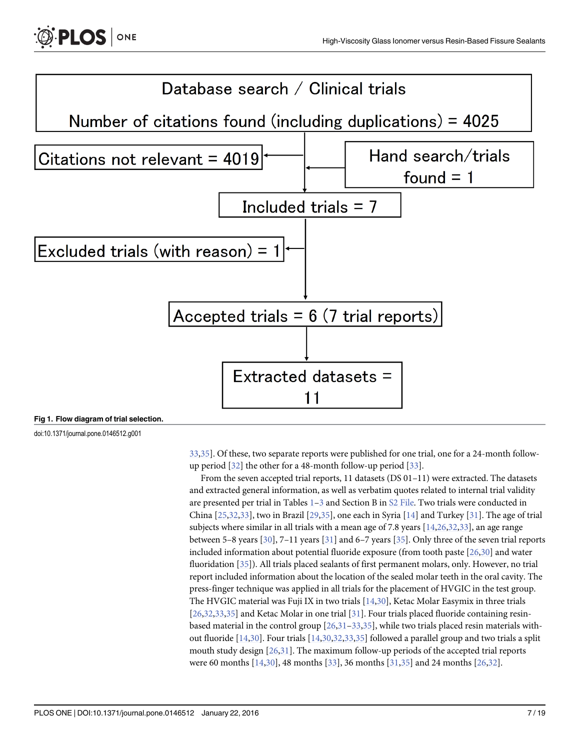Database search / Clinical trials

Number of citations found (including duplications) = 4025

Citations not relevant = 4019

Hand search/trials found = 1

Included trials = 7

Excluded trials (with reason) = 1

Accepted trials = 6 (7 trial reports)

Extracted datasets = 11

**Fig 1. Flow diagram of trial selection.**

doi:10.1371/journal.pone.0146512.g001

33,35]. Of these, two separate reports were published for one trial, one for a 24-month follow-up period [32] the other for a 48-month follow-up period [33].

From the seven accepted trial reports, 11 datasets (DS 01–11) were extracted. The datasets and extracted general information, as well as verbatim quotes related to internal trial validity are presented per trial in Tables 1–3 and Section B in S2 File. Two trials were conducted in China [25,32,33], two in Brazil [29,35], one each in Syria [14] and Turkey [31]. The age of trial subjects where similar in all trials with a mean age of 7.8 years [14,26,32,33], an age range between 5–8 years [30], 7–11 years [31] and 6–7 years [35]. Only three of the seven trial reports included information about potential fluoride exposure (from tooth paste [26,30] and water fluoridation [35]). All trials placed sealants of first permanent molars, only. However, no trial report included information about the location of the sealed molar teeth in the oral cavity. The press-finger technique was applied in all trials for the placement of HVGIC in the test group. The HVGIC material was Fuji IX in two trials [14,30], Ketac Molar Easymix in three trials [26,32,33,35] and Ketac Molar in one trial [31]. Four trials placed fluoride containing resin-based material in the control group [26,31–33,35], while two trials placed resin materials without fluoride [14,30]. Four trials [14,30,32,33,35] followed a parallel group and two trials a split mouth study design [26,31]. The maximum follow-up periods of the accepted trial reports were 60 months [14,30], 48 months [33], 36 months [31,35] and 24 months [26,32].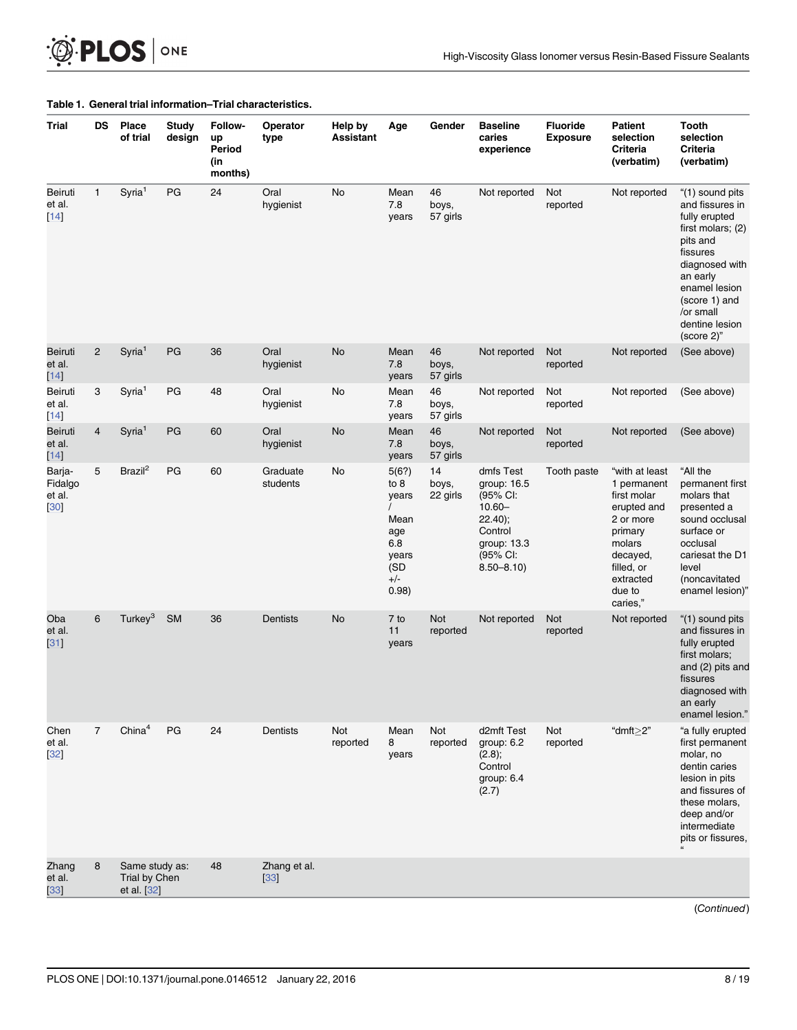**Table 1. General trial information–Trial characteristics.**

| Trial | DS | Place of trial | Study design | Follow-up Period (in months) | Operator type | Help by Assistant | Age | Gender | Baseline caries experience | Fluoride Exposure | Patient selection Criteria (verbatim) | Tooth selection Criteria (verbatim) |
|---|---|---|---|---|---|---|---|---|---|---|---|---|
| Beiruti et al. [14] | 1 | Syria[1] | PG | 24 | Oral hygienist | No | Mean 7.8 years | 46 boys, 57 girls | Not reported | Not reported | Not reported | "(1) sound pits and fissures in fully erupted first molars; (2) pits and fissures diagnosed with an early enamel lesion (score 1) and /or small dentine lesion (score 2)" |
| Beiruti et al. [14] | 2 | Syria[1] | PG | 36 | Oral hygienist | No | Mean 7.8 years | 46 boys, 57 girls | Not reported | Not reported | Not reported | (See above) |
| Beiruti et al. [14] | 3 | Syria[1] | PG | 48 | Oral hygienist | No | Mean 7.8 years | 46 boys, 57 girls | Not reported | Not reported | Not reported | (See above) |
| Beiruti et al. [14] | 4 | Syria[1] | PG | 60 | Oral hygienist | No | Mean 7.8 years | 46 boys, 57 girls | Not reported | Not reported | Not reported | (See above) |
| Barja-Fidalgo et al. [30] | 5 | Brazil[2] | PG | 60 | Graduate students | No | 5(6?) to 8 years / Mean age 6.8 years (SD +/- 0.98) | 14 boys, 22 girls | dmfs Test group: 16.5 (95% CI: 10.60–22.40); Control group: 13.3 (95% CI: 8.50–8.10) | Tooth paste | "with at least 1 permanent first molar erupted and 2 or more primary molars decayed, filled, or extracted due to caries," | "All the permanent first molars that presented a sound occlusal surface or occlusal cariesat the D1 level (noncavitated enamel lesion)" |
| Oba et al. [31] | 6 | Turkey[3] | SM | 36 | Dentists | No | 7 to 11 years | Not reported | Not reported | Not reported | Not reported | "(1) sound pits and fissures in fully erupted first molars; and (2) pits and fissures diagnosed with an early enamel lesion." |
| Chen et al. [32] | 7 | China[4] | PG | 24 | Dentists | Not reported | Mean 8 years | Not reported | d2mft Test group: 6.2 (2.8); Control group: 6.4 (2.7) | Not reported | "dmft≥2" | "a fully erupted first permanent molar, no dentin caries lesion in pits and fissures of these molars, deep and/or intermediate pits or fissures, " |
| Zhang et al. [33] | 8 | Same study as: Trial by Chen et al. [32] | | 48 | Zhang et al. [33] | | | | | | | |

(Continued)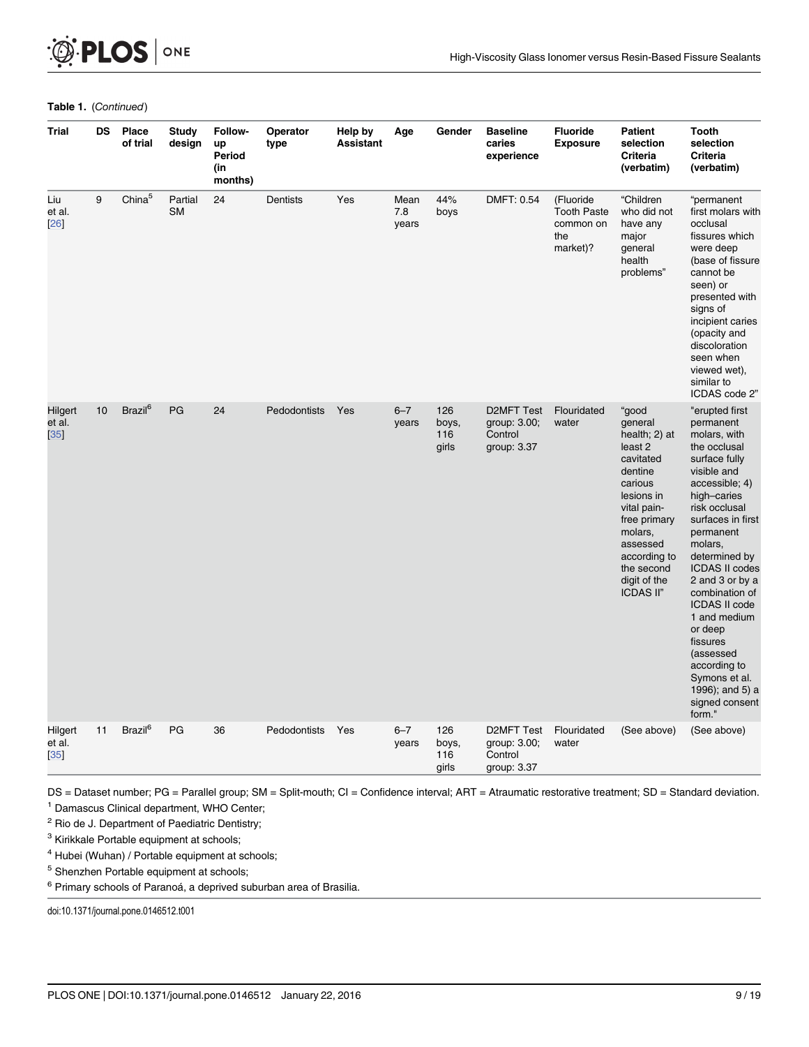**Table 1.** (*Continued*)

| Trial | DS | Place of trial | Study design | Follow-up Period (in months) | Operator type | Help by Assistant | Age | Gender | Baseline caries experience | Fluoride Exposure | Patient selection Criteria (verbatim) | Tooth selection Criteria (verbatim) |
|---|---|---|---|---|---|---|---|---|---|---|---|---|
| Liu et al. [26] | 9 | China[5] | Partial SM | 24 | Dentists | Yes | Mean 7.8 years | 44% boys | DMFT: 0.54 | (Fluoride Tooth Paste common on the market)? | "Children who did not have any major general health problems" | "permanent first molars with occlusal fissures which were deep (base of fissure cannot be seen) or presented with signs of incipient caries (opacity and discoloration seen when viewed wet), similar to ICDAS code 2" |
| Hilgert et al. [35] | 10 | Brazil[6] | PG | 24 | Pedodontists | Yes | 6–7 years | 126 boys, 116 girls | D2MFT Test group: 3.00; Control group: 3.37 | Flouridated water | "good general health; 2) at least 2 cavitated dentine carious lesions in vital pain-free primary molars, assessed according to the second digit of the ICDAS II" | "erupted first permanent molars, with the occlusal surface fully visible and accessible; 4) high–caries risk occlusal surfaces in first permanent molars, determined by ICDAS II codes 2 and 3 or by a combination of ICDAS II code 1 and medium or deep fissures (assessed according to Symons et al. 1996); and 5) a signed consent form." |
| Hilgert et al. [35] | 11 | Brazil[6] | PG | 36 | Pedodontists | Yes | 6–7 years | 126 boys, 116 girls | D2MFT Test group: 3.00; Control group: 3.37 | Flouridated water | (See above) | (See above) |

DS = Dataset number; PG = Parallel group; SM = Split-mouth; CI = Confidence interval; ART = Atraumatic restorative treatment; SD = Standard deviation.

[1] Damascus Clinical department, WHO Center;

[2] Rio de J. Department of Paediatric Dentistry;

[3] Kirikkale Portable equipment at schools;

[4] Hubei (Wuhan) / Portable equipment at schools;

[5] Shenzhen Portable equipment at schools;

[6] Primary schools of Paranoá, a deprived suburban area of Brasilia.

doi:10.1371/journal.pone.0146512.t001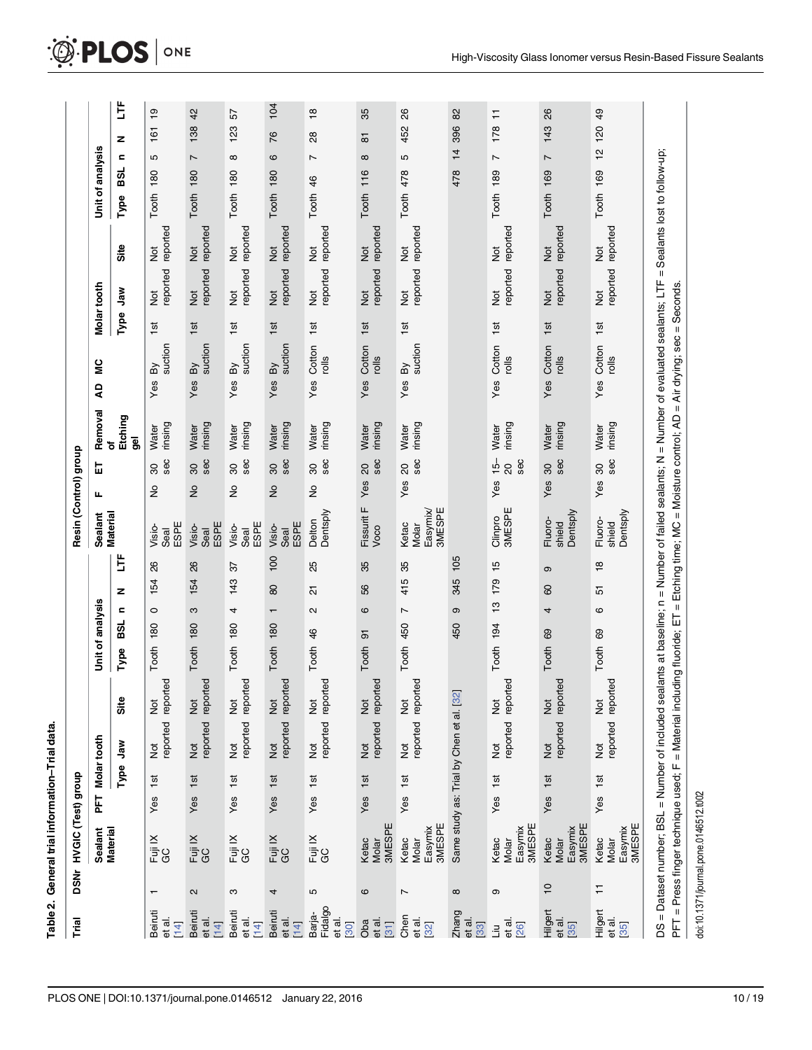**Table 2. General trial information–Trial data.**

| Trial | DSNr | HVGIC (Test) group | | | | | | | | | | Resin (Control) group | | | | | | | | | | | | | | | |
|---|---|---|---|---|---|---|---|---|---|---|---|---|---|---|---|---|---|---|---|---|---|---|---|---|---|---|---|
| | | Sealant Material | PFT | Molar tooth | | | Unit of analysis | | | | | Sealant Material | F | ET | Removal of Etching gel | AD | MC | Molar tooth | | | Unit of analysis | | | | |
| | | | | Type | Jaw | Site | Type | BSL | n | N | LTF | | | | | | | Type | Jaw | Site | Type | BSL | n | N | LTF |
| Beiruti et al. [14] | 1 | Fuji IX GC | Yes | 1st | Not reported | Not reported | Tooth | 180 | 0 | 154 | 26 | Visio-Seal ESPE | No | 30 sec | Water rinsing | Yes | By suction | 1st | Not reported | Not reported | Tooth | 180 | 5 | 161 | 19 |
| Beiruti et al. [14] | 2 | Fuji IX GC | Yes | 1st | Not reported | Not reported | Tooth | 180 | 3 | 154 | 26 | Visio-Seal ESPE | No | 30 sec | Water rinsing | Yes | By suction | 1st | Not reported | Not reported | Tooth | 180 | 7 | 138 | 42 |
| Beiruti et al. [14] | 3 | Fuji IX GC | Yes | 1st | Not reported | Not reported | Tooth | 180 | 4 | 143 | 37 | Visio-Seal ESPE | No | 30 sec | Water rinsing | Yes | By suction | 1st | Not reported | Not reported | Tooth | 180 | 8 | 123 | 57 |
| Beiruti et al. [14] | 4 | Fuji IX GC | Yes | 1st | Not reported | Not reported | Tooth | 180 | 1 | 80 | 100 | Visio-Seal ESPE | No | 30 sec | Water rinsing | Yes | By suction | 1st | Not reported | Not reported | Tooth | 180 | 6 | 76 | 104 |
| Barja-Fidalgo et al. [30] | 5 | Fuji IX GC | Yes | 1st | Not reported | Not reported | Tooth | 46 | 2 | 21 | 25 | Delton Dentsply | No | 30 sec | Water rinsing | Yes | Cotton rolls | 1st | Not reported | Not reported | Tooth | 46 | 7 | 28 | 18 |
| Oba et al. [31] | 6 | Ketac Molar 3MESPE | Yes | 1st | Not reported | Not reported | Tooth | 91 | 6 | 56 | 35 | Fissurit F Voco | Yes | 20 sec | Water rinsing | Yes | Cotton rolls | 1st | Not reported | Not reported | Tooth | 116 | 8 | 81 | 35 |
| Chen et al. [32] | 7 | Ketac Molar Easymix 3MESPE | Yes | 1st | Not reported | Not reported | Tooth | 450 | 7 | 415 | 35 | Ketac Molar Easymix/ 3MESPE | Yes | 20 sec | Water rinsing | Yes | By suction | 1st | Not reported | Not reported | Tooth | 478 | 5 | 452 | 26 |
| Zhang et al. [33] | 8 | Same study as: Trial by Chen et al. [32] | | | | | | 450 | 9 | 345 | 105 | | | | | | | | | | | 478 | 14 | 396 | 82 |
| Liu et al. [26] | 9 | Ketac Molar Easymix 3MESPE | Yes | 1st | Not reported | Not reported | Tooth | 194 | 13 | 179 | 15 | Clinpro 3MESPE | Yes | 15–20 sec | Water rinsing | Yes | Cotton rolls | 1st | Not reported | Not reported | Tooth | 189 | 7 | 178 | 11 |
| Hilgert et al. [35] | 10 | Ketac Molar Easymix 3MESPE | Yes | 1st | Not reported | Not reported | Tooth | 69 | 4 | 60 | 9 | Fluoro-shield Dentsply | Yes | 30 sec | Water rinsing | Yes | Cotton rolls | 1st | Not reported | Not reported | Tooth | 169 | 7 | 143 | 26 |
| Hilgert et al. [35] | 11 | Ketac Molar Easymix 3MESPE | Yes | 1st | Not reported | Not reported | Tooth | 69 | 6 | 51 | 18 | Fluoro-shield Dentsply | Yes | 30 sec | Water rinsing | Yes | Cotton rolls | 1st | Not reported | Not reported | Tooth | 169 | 12 | 120 | 49 |

DS = Dataset number; BSL = Number of included sealants at baseline; n = Number of failed sealants; N = Number of evaluated sealants; LTF = Sealants lost to follow-up; PFT = Press finger technique used; F = Material including fluoride; ET = Etching time; MC = Moisture control; AD = Air drying; sec = Seconds.

doi:10.1371/journal.pone.0146512.t002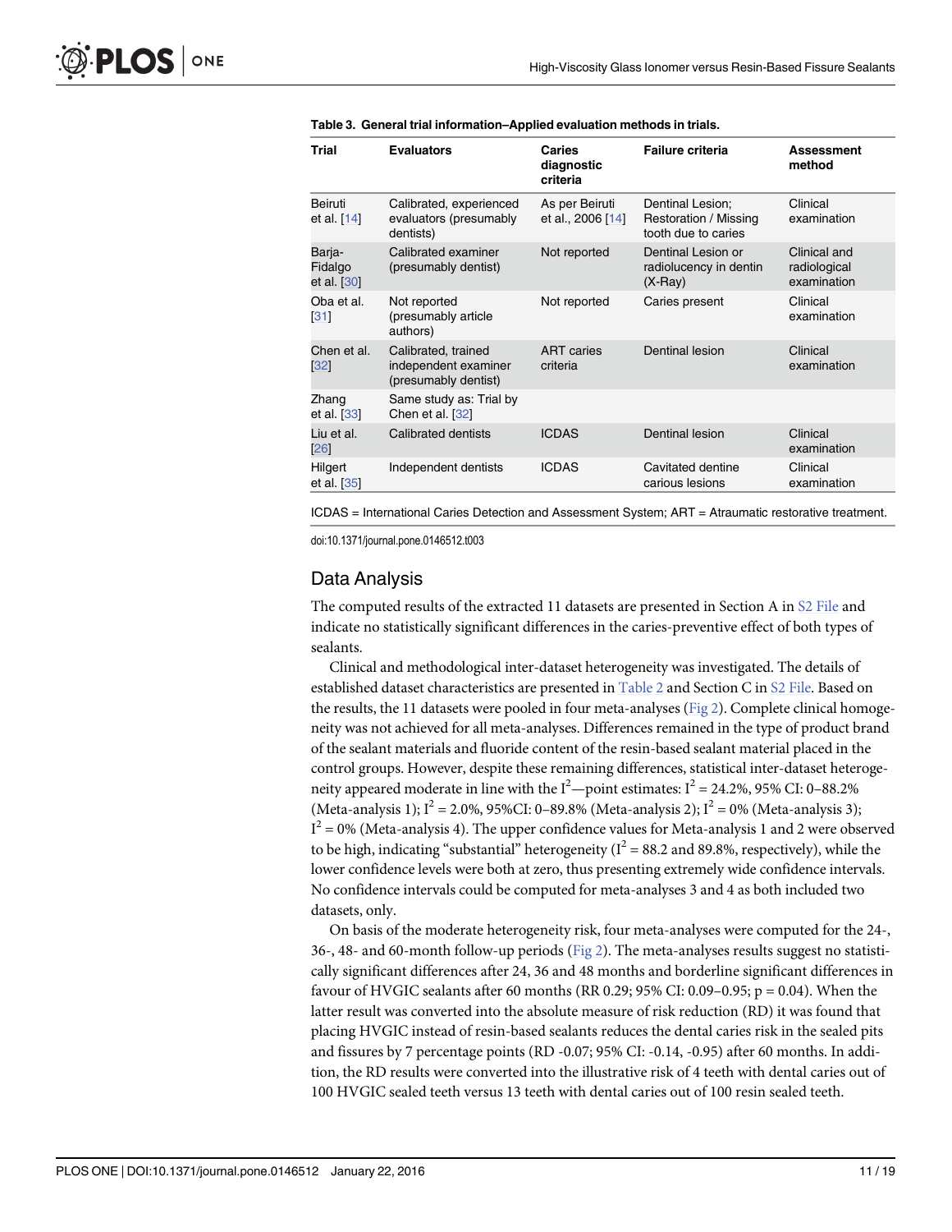**Table 3. General trial information–Applied evaluation methods in trials.**

| Trial | Evaluators | Caries diagnostic criteria | Failure criteria | Assessment method |
|---|---|---|---|---|
| Beiruti et al. [14] | Calibrated, experienced evaluators (presumably dentists) | As per Beiruti et al., 2006 [14] | Dentinal Lesion; Restoration / Missing tooth due to caries | Clinical examination |
| Barja-Fidalgo et al. [30] | Calibrated examiner (presumably dentist) | Not reported | Dentinal Lesion or radiolucency in dentin (X-Ray) | Clinical and radiological examination |
| Oba et al. [31] | Not reported (presumably article authors) | Not reported | Caries present | Clinical examination |
| Chen et al. [32] | Calibrated, trained independent examiner (presumably dentist) | ART caries criteria | Dentinal lesion | Clinical examination |
| Zhang et al. [33] | Same study as: Trial by Chen et al. [32] | | | |
| Liu et al. [26] | Calibrated dentists | ICDAS | Dentinal lesion | Clinical examination |
| Hilgert et al. [35] | Independent dentists | ICDAS | Cavitated dentine carious lesions | Clinical examination |

ICDAS = International Caries Detection and Assessment System; ART = Atraumatic restorative treatment.

doi:10.1371/journal.pone.0146512.t003

## Data Analysis

The computed results of the extracted 11 datasets are presented in Section A in S2 File and indicate no statistically significant differences in the caries-preventive effect of both types of sealants.

Clinical and methodological inter-dataset heterogeneity was investigated. The details of established dataset characteristics are presented in Table 2 and Section C in S2 File. Based on the results, the 11 datasets were pooled in four meta-analyses (Fig 2). Complete clinical homogeneity was not achieved for all meta-analyses. Differences remained in the type of product brand of the sealant materials and fluoride content of the resin-based sealant material placed in the control groups. However, despite these remaining differences, statistical inter-dataset heterogeneity appeared moderate in line with the $I^2$—point estimates: $I^2 = 24.2\%$, 95% CI: 0–88.2% (Meta-analysis 1); $I^2 = 2.0\%$, 95%CI: 0–89.8% (Meta-analysis 2); $I^2 = 0\%$ (Meta-analysis 3); $I^2 = 0\%$ (Meta-analysis 4). The upper confidence values for Meta-analysis 1 and 2 were observed to be high, indicating "substantial" heterogeneity ($I^2 = 88.2$ and 89.8%, respectively), while the lower confidence levels were both at zero, thus presenting extremely wide confidence intervals. No confidence intervals could be computed for meta-analyses 3 and 4 as both included two datasets, only.

On basis of the moderate heterogeneity risk, four meta-analyses were computed for the 24-, 36-, 48- and 60-month follow-up periods (Fig 2). The meta-analyses results suggest no statistically significant differences after 24, 36 and 48 months and borderline significant differences in favour of HVGIC sealants after 60 months (RR 0.29; 95% CI: 0.09–0.95; $p = 0.04$). When the latter result was converted into the absolute measure of risk reduction (RD) it was found that placing HVGIC instead of resin-based sealants reduces the dental caries risk in the sealed pits and fissures by 7 percentage points (RD -0.07; 95% CI: -0.14, -0.95) after 60 months. In addition, the RD results were converted into the illustrative risk of 4 teeth with dental caries out of 100 HVGIC sealed teeth versus 13 teeth with dental caries out of 100 resin sealed teeth.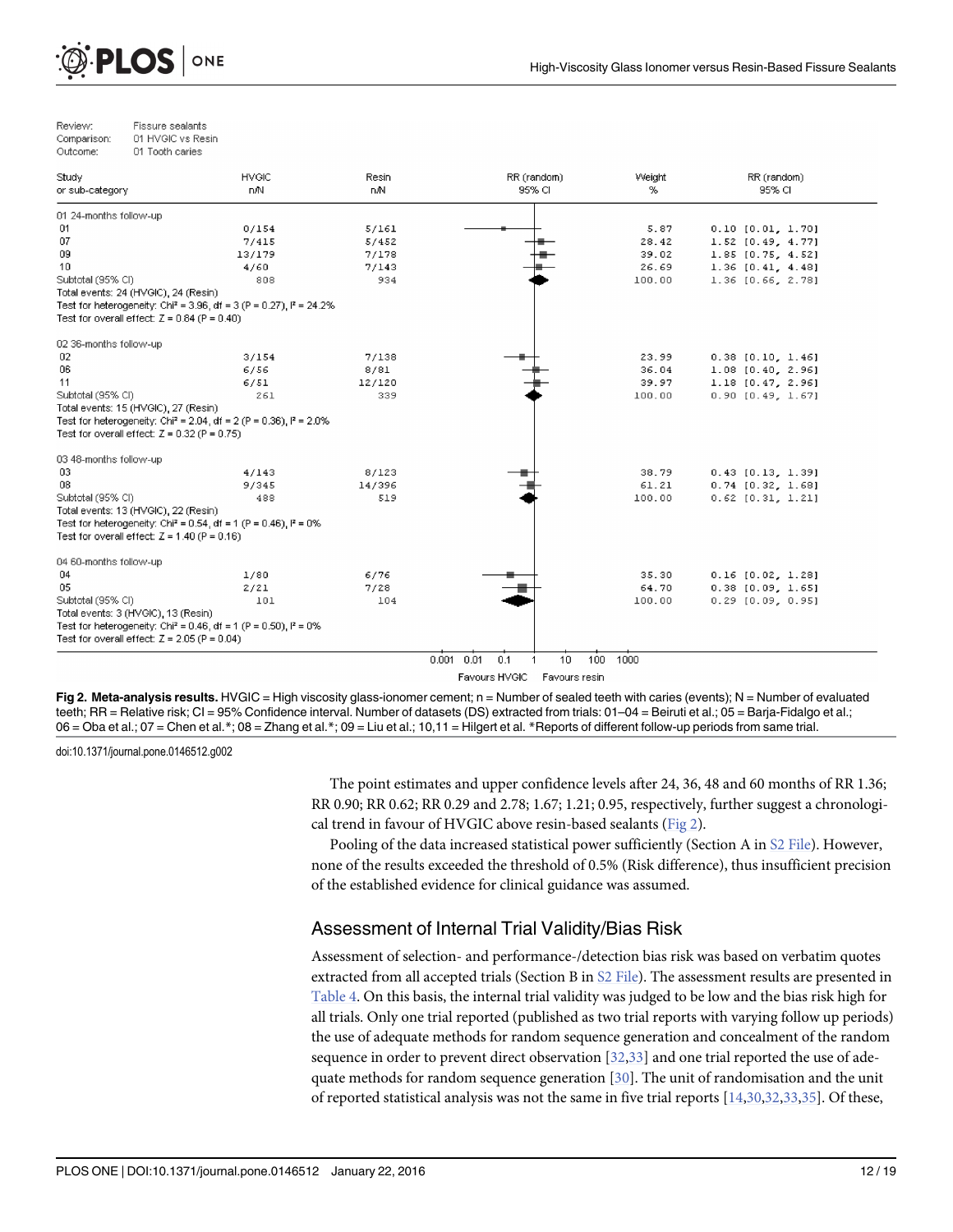Review: Fissure sealants
Comparison: 01 HVGIC vs Resin
Outcome: 01 Tooth caries

| Study or sub-category | HVGIC n/N | Resin n/N | Weight % | RR (random) 95% CI |
|---|---|---|---|---|
| **01 24-months follow-up** | | | | |
| 01 | 0/154 | 5/161 | 5.87 | 0.10 [0.01, 1.70] |
| 07 | 7/415 | 5/452 | 28.42 | 1.52 [0.49, 4.77] |
| 09 | 13/179 | 7/178 | 39.02 | 1.85 [0.75, 4.52] |
| 10 | 4/60 | 7/143 | 26.69 | 1.36 [0.41, 4.48] |
| Subtotal (95% CI) | 808 | 934 | 100.00 | 1.36 [0.66, 2.78] |
| Total events: 24 (HVGIC), 24 (Resin) | | | | |
| Test for heterogeneity: Chi² = 3.96, df = 3 (P = 0.27), I² = 24.2% | | | | |
| Test for overall effect: Z = 0.84 (P = 0.40) | | | | |
| **02 36-months follow-up** | | | | |
| 02 | 3/154 | 7/138 | 23.99 | 0.38 [0.10, 1.46] |
| 06 | 6/56 | 8/81 | 36.04 | 1.08 [0.40, 2.96] |
| 11 | 6/51 | 12/120 | 39.97 | 1.18 [0.47, 2.96] |
| Subtotal (95% CI) | 261 | 339 | 100.00 | 0.90 [0.49, 1.67] |
| Total events: 15 (HVGIC), 27 (Resin) | | | | |
| Test for heterogeneity: Chi² = 2.04, df = 2 (P = 0.36), I² = 2.0% | | | | |
| Test for overall effect: Z = 0.32 (P = 0.75) | | | | |
| **03 48-months follow-up** | | | | |
| 03 | 4/143 | 8/123 | 38.79 | 0.43 [0.13, 1.39] |
| 08 | 9/345 | 14/396 | 61.21 | 0.74 [0.32, 1.68] |
| Subtotal (95% CI) | 488 | 519 | 100.00 | 0.62 [0.31, 1.21] |
| Total events: 13 (HVGIC), 22 (Resin) | | | | |
| Test for heterogeneity: Chi² = 0.54, df = 1 (P = 0.46), I² = 0% | | | | |
| Test for overall effect: Z = 1.40 (P = 0.16) | | | | |
| **04 60-months follow-up** | | | | |
| 04 | 1/80 | 6/76 | 35.30 | 0.16 [0.02, 1.28] |
| 05 | 2/21 | 7/28 | 64.70 | 0.38 [0.09, 1.65] |
| Subtotal (95% CI) | 101 | 104 | 100.00 | 0.29 [0.09, 0.95] |
| Total events: 3 (HVGIC), 13 (Resin) | | | | |
| Test for heterogeneity: Chi² = 0.46, df = 1 (P = 0.50), I² = 0% | | | | |
| Test for overall effect: Z = 2.05 (P = 0.04) | | | | |

0.001 0.01 0.1 1 10 100 1000

Favours HVGIC Favours resin

**Fig 2. Meta-analysis results.** HVGIC = High viscosity glass-ionomer cement; n = Number of sealed teeth with caries (events); N = Number of evaluated teeth; RR = Relative risk; CI = 95% Confidence interval. Number of datasets (DS) extracted from trials: 01–04 = Beiruti et al.; 05 = Barja-Fidalgo et al.; 06 = Oba et al.; 07 = Chen et al.*; 08 = Zhang et al.*; 09 = Liu et al.; 10,11 = Hilgert et al. *Reports of different follow-up periods from same trial.

doi:10.1371/journal.pone.0146512.g002

The point estimates and upper confidence levels after 24, 36, 48 and 60 months of RR 1.36; RR 0.90; RR 0.62; RR 0.29 and 2.78; 1.67; 1.21; 0.95, respectively, further suggest a chronological trend in favour of HVGIC above resin-based sealants (Fig 2).

Pooling of the data increased statistical power sufficiently (Section A in S2 File). However, none of the results exceeded the threshold of 0.5% (Risk difference), thus insufficient precision of the established evidence for clinical guidance was assumed.

## Assessment of Internal Trial Validity/Bias Risk

Assessment of selection- and performance-/detection bias risk was based on verbatim quotes extracted from all accepted trials (Section B in S2 File). The assessment results are presented in Table 4. On this basis, the internal trial validity was judged to be low and the bias risk high for all trials. Only one trial reported (published as two trial reports with varying follow up periods) the use of adequate methods for random sequence generation and concealment of the random sequence in order to prevent direct observation [32,33] and one trial reported the use of adequate methods for random sequence generation [30]. The unit of randomisation and the unit of reported statistical analysis was not the same in five trial reports [14,30,32,33,35]. Of these,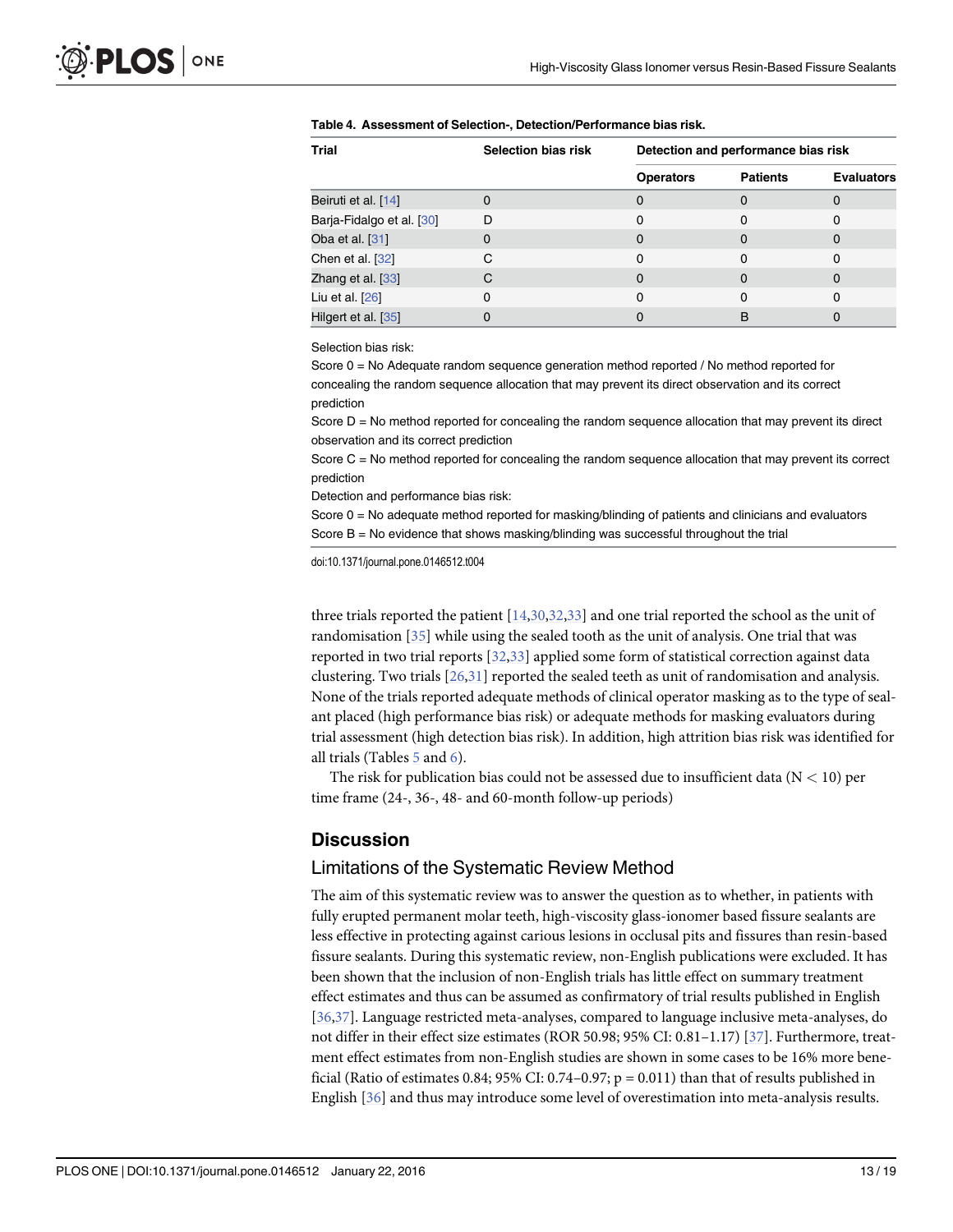**Table 4. Assessment of Selection-, Detection/Performance bias risk.**

| Trial | Selection bias risk | Detection and performance bias risk | | |
|---|---|---|---|---|
| | | Operators | Patients | Evaluators |
| Beiruti et al. [14] | 0 | 0 | 0 | 0 |
| Barja-Fidalgo et al. [30] | D | 0 | 0 | 0 |
| Oba et al. [31] | 0 | 0 | 0 | 0 |
| Chen et al. [32] | C | 0 | 0 | 0 |
| Zhang et al. [33] | C | 0 | 0 | 0 |
| Liu et al. [26] | 0 | 0 | 0 | 0 |
| Hilgert et al. [35] | 0 | 0 | B | 0 |

Selection bias risk:
Score 0 = No Adequate random sequence generation method reported / No method reported for concealing the random sequence allocation that may prevent its direct observation and its correct prediction
Score D = No method reported for concealing the random sequence allocation that may prevent its direct observation and its correct prediction
Score C = No method reported for concealing the random sequence allocation that may prevent its correct prediction
Detection and performance bias risk:
Score 0 = No adequate method reported for masking/blinding of patients and clinicians and evaluators
Score B = No evidence that shows masking/blinding was successful throughout the trial

doi:10.1371/journal.pone.0146512.t004

three trials reported the patient [14,30,32,33] and one trial reported the school as the unit of randomisation [35] while using the sealed tooth as the unit of analysis. One trial that was reported in two trial reports [32,33] applied some form of statistical correction against data clustering. Two trials [26,31] reported the sealed teeth as unit of randomisation and analysis. None of the trials reported adequate methods of clinical operator masking as to the type of sealant placed (high performance bias risk) or adequate methods for masking evaluators during trial assessment (high detection bias risk). In addition, high attrition bias risk was identified for all trials (Tables 5 and 6).

The risk for publication bias could not be assessed due to insufficient data ($N < 10$) per time frame (24-, 36-, 48- and 60-month follow-up periods)

## Discussion

### Limitations of the Systematic Review Method

The aim of this systematic review was to answer the question as to whether, in patients with fully erupted permanent molar teeth, high-viscosity glass-ionomer based fissure sealants are less effective in protecting against carious lesions in occlusal pits and fissures than resin-based fissure sealants. During this systematic review, non-English publications were excluded. It has been shown that the inclusion of non-English trials has little effect on summary treatment effect estimates and thus can be assumed as confirmatory of trial results published in English [36,37]. Language restricted meta-analyses, compared to language inclusive meta-analyses, do not differ in their effect size estimates (ROR 50.98; 95% CI: 0.81–1.17) [37]. Furthermore, treatment effect estimates from non-English studies are shown in some cases to be 16% more beneficial (Ratio of estimates 0.84; 95% CI: 0.74–0.97; $p = 0.011$) than that of results published in English [36] and thus may introduce some level of overestimation into meta-analysis results.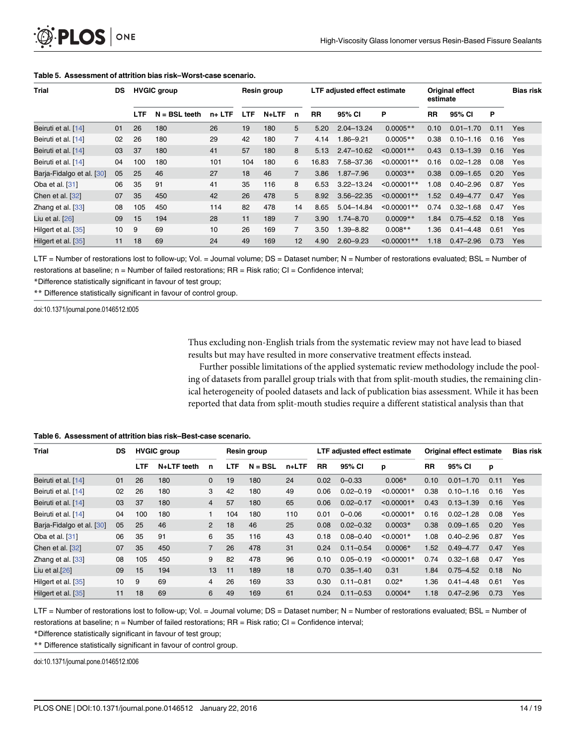**Table 5. Assessment of attrition bias risk–Worst-case scenario.**

| Trial | DS | HVGIC group | | | Resin group | | | LTF adjusted effect estimate | | | Original effect estimate | | | Bias risk |
|---|---|---|---|---|---|---|---|---|---|---|---|---|---|---|
| | | LTF | N = BSL teeth | n+ LTF | LTF | N+LTF | n | RR | 95% CI | P | RR | 95% CI | P | |
| Beiruti et al. [14] | 01 | 26 | 180 | 26 | 19 | 180 | 5 | 5.20 | 2.04–13.24 | 0.0005** | 0.10 | 0.01–1.70 | 0.11 | Yes |
| Beiruti et al. [14] | 02 | 26 | 180 | 29 | 42 | 180 | 7 | 4.14 | 1.86–9.21 | 0.0005** | 0.38 | 0.10–1.16 | 0.16 | Yes |
| Beiruti et al. [14] | 03 | 37 | 180 | 41 | 57 | 180 | 8 | 5.13 | 2.47–10.62 | <0.0001** | 0.43 | 0.13–1.39 | 0.16 | Yes |
| Beiruti et al. [14] | 04 | 100 | 180 | 101 | 104 | 180 | 6 | 16.83 | 7.58–37.36 | <0.00001** | 0.16 | 0.02–1.28 | 0.08 | Yes |
| Barja-Fidalgo et al. [30] | 05 | 25 | 46 | 27 | 18 | 46 | 7 | 3.86 | 1.87–7.96 | 0.0003** | 0.38 | 0.09–1.65 | 0.20 | Yes |
| Oba et al. [31] | 06 | 35 | 91 | 41 | 35 | 116 | 8 | 6.53 | 3.22–13.24 | <0.00001** | 1.08 | 0.40–2.96 | 0.87 | Yes |
| Chen et al. [32] | 07 | 35 | 450 | 42 | 26 | 478 | 5 | 8.92 | 3.56–22.35 | <0.00001** | 1.52 | 0.49–4.77 | 0.47 | Yes |
| Zhang et al. [33] | 08 | 105 | 450 | 114 | 82 | 478 | 14 | 8.65 | 5.04–14.84 | <0.00001** | 0.74 | 0.32–1.68 | 0.47 | Yes |
| Liu et al. [26] | 09 | 15 | 194 | 28 | 11 | 189 | 7 | 3.90 | 1.74–8.70 | 0.0009** | 1.84 | 0.75–4.52 | 0.18 | Yes |
| Hilgert et al. [35] | 10 | 9 | 69 | 10 | 26 | 169 | 7 | 3.50 | 1.39–8.82 | 0.008** | 1.36 | 0.41–4.48 | 0.61 | Yes |
| Hilgert et al. [35] | 11 | 18 | 69 | 24 | 49 | 169 | 12 | 4.90 | 2.60–9.23 | <0.00001** | 1.18 | 0.47–2.96 | 0.73 | Yes |

LTF = Number of restorations lost to follow-up; Vol. = Journal volume; DS = Dataset number; N = Number of restorations evaluated; BSL = Number of restorations at baseline; n = Number of failed restorations; RR = Risk ratio; CI = Confidence interval;

*Difference statistically significant in favour of test group;

** Difference statistically significant in favour of control group.

doi:10.1371/journal.pone.0146512.t005

Thus excluding non-English trials from the systematic review may not have lead to biased results but may have resulted in more conservative treatment effects instead.

Further possible limitations of the applied systematic review methodology include the pooling of datasets from parallel group trials with that from split-mouth studies, the remaining clinical heterogeneity of pooled datasets and lack of publication bias assessment. While it has been reported that data from split-mouth studies require a different statistical analysis than that

**Table 6. Assessment of attrition bias risk–Best-case scenario.**

| Trial | DS | HVGIC group | | | Resin group | | | LTF adjusted effect estimate | | | Original effect estimate | | | Bias risk |
|---|---|---|---|---|---|---|---|---|---|---|---|---|---|---|
| | | LTF | N+LTF teeth | n | LTF | N = BSL | n+LTF | RR | 95% CI | p | RR | 95% CI | p | |
| Beiruti et al. [14] | 01 | 26 | 180 | 0 | 19 | 180 | 24 | 0.02 | 0–0.33 | 0.006* | 0.10 | 0.01–1.70 | 0.11 | Yes |
| Beiruti et al. [14] | 02 | 26 | 180 | 3 | 42 | 180 | 49 | 0.06 | 0.02–0.19 | <0.00001* | 0.38 | 0.10–1.16 | 0.16 | Yes |
| Beiruti et al. [14] | 03 | 37 | 180 | 4 | 57 | 180 | 65 | 0.06 | 0.02–0.17 | <0.00001* | 0.43 | 0.13–1.39 | 0.16 | Yes |
| Beiruti et al. [14] | 04 | 100 | 180 | 1 | 104 | 180 | 110 | 0.01 | 0–0.06 | <0.00001* | 0.16 | 0.02–1.28 | 0.08 | Yes |
| Barja-Fidalgo et al. [30] | 05 | 25 | 46 | 2 | 18 | 46 | 25 | 0.08 | 0.02–0.32 | 0.0003* | 0.38 | 0.09–1.65 | 0.20 | Yes |
| Oba et al. [31] | 06 | 35 | 91 | 6 | 35 | 116 | 43 | 0.18 | 0.08–0.40 | <0.0001* | 1.08 | 0.40–2.96 | 0.87 | Yes |
| Chen et al. [32] | 07 | 35 | 450 | 7 | 26 | 478 | 31 | 0.24 | 0.11–0.54 | 0.0006* | 1.52 | 0.49–4.77 | 0.47 | Yes |
| Zhang et al. [33] | 08 | 105 | 450 | 9 | 82 | 478 | 96 | 0.10 | 0.05–0.19 | <0.00001* | 0.74 | 0.32–1.68 | 0.47 | Yes |
| Liu et al. [26] | 09 | 15 | 194 | 13 | 11 | 189 | 18 | 0.70 | 0.35–1.40 | 0.31 | 1.84 | 0.75–4.52 | 0.18 | No |
| Hilgert et al. [35] | 10 | 9 | 69 | 4 | 26 | 169 | 33 | 0.30 | 0.11–0.81 | 0.02* | 1.36 | 0.41–4.48 | 0.61 | Yes |
| Hilgert et al. [35] | 11 | 18 | 69 | 6 | 49 | 169 | 61 | 0.24 | 0.11–0.53 | 0.0004* | 1.18 | 0.47–2.96 | 0.73 | Yes |

LTF = Number of restorations lost to follow-up; Vol. = Journal volume; DS = Dataset number; N = Number of restorations evaluated; BSL = Number of restorations at baseline; n = Number of failed restorations; RR = Risk ratio; CI = Confidence interval;

*Difference statistically significant in favour of test group;

** Difference statistically significant in favour of control group.

doi:10.1371/journal.pone.0146512.t006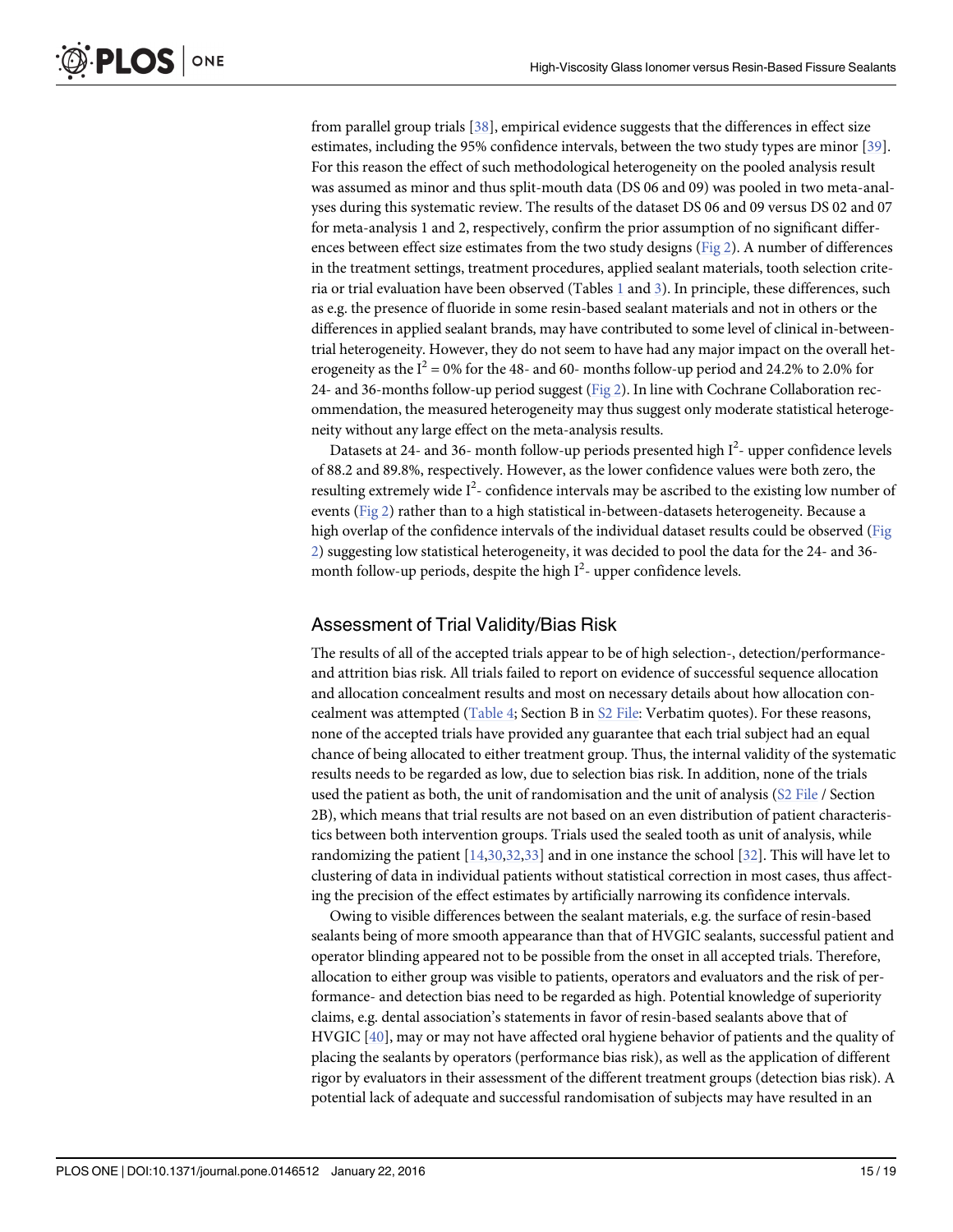from parallel group trials [38], empirical evidence suggests that the differences in effect size estimates, including the 95% confidence intervals, between the two study types are minor [39]. For this reason the effect of such methodological heterogeneity on the pooled analysis result was assumed as minor and thus split-mouth data (DS 06 and 09) was pooled in two meta-analyses during this systematic review. The results of the dataset DS 06 and 09 versus DS 02 and 07 for meta-analysis 1 and 2, respectively, confirm the prior assumption of no significant differences between effect size estimates from the two study designs (Fig 2). A number of differences in the treatment settings, treatment procedures, applied sealant materials, tooth selection criteria or trial evaluation have been observed (Tables 1 and 3). In principle, these differences, such as e.g. the presence of fluoride in some resin-based sealant materials and not in others or the differences in applied sealant brands, may have contributed to some level of clinical in-between-trial heterogeneity. However, they do not seem to have had any major impact on the overall heterogeneity as the $I^2 = 0\%$ for the 48- and 60- months follow-up period and 24.2% to 2.0% for 24- and 36-months follow-up period suggest (Fig 2). In line with Cochrane Collaboration recommendation, the measured heterogeneity may thus suggest only moderate statistical heterogeneity without any large effect on the meta-analysis results.

Datasets at 24- and 36- month follow-up periods presented high $I^2$- upper confidence levels of 88.2 and 89.8%, respectively. However, as the lower confidence values were both zero, the resulting extremely wide $I^2$- confidence intervals may be ascribed to the existing low number of events (Fig 2) rather than to a high statistical in-between-datasets heterogeneity. Because a high overlap of the confidence intervals of the individual dataset results could be observed (Fig 2) suggesting low statistical heterogeneity, it was decided to pool the data for the 24- and 36-month follow-up periods, despite the high $I^2$- upper confidence levels.

## Assessment of Trial Validity/Bias Risk

The results of all of the accepted trials appear to be of high selection-, detection/performance- and attrition bias risk. All trials failed to report on evidence of successful sequence allocation and allocation concealment results and most on necessary details about how allocation concealment was attempted (Table 4; Section B in S2 File: Verbatim quotes). For these reasons, none of the accepted trials have provided any guarantee that each trial subject had an equal chance of being allocated to either treatment group. Thus, the internal validity of the systematic results needs to be regarded as low, due to selection bias risk. In addition, none of the trials used the patient as both, the unit of randomisation and the unit of analysis (S2 File / Section 2B), which means that trial results are not based on an even distribution of patient characteristics between both intervention groups. Trials used the sealed tooth as unit of analysis, while randomizing the patient [14,30,32,33] and in one instance the school [32]. This will have let to clustering of data in individual patients without statistical correction in most cases, thus affecting the precision of the effect estimates by artificially narrowing its confidence intervals.

Owing to visible differences between the sealant materials, e.g. the surface of resin-based sealants being of more smooth appearance than that of HVGIC sealants, successful patient and operator blinding appeared not to be possible from the onset in all accepted trials. Therefore, allocation to either group was visible to patients, operators and evaluators and the risk of performance- and detection bias need to be regarded as high. Potential knowledge of superiority claims, e.g. dental association's statements in favor of resin-based sealants above that of HVGIC [40], may or may not have affected oral hygiene behavior of patients and the quality of placing the sealants by operators (performance bias risk), as well as the application of different rigor by evaluators in their assessment of the different treatment groups (detection bias risk). A potential lack of adequate and successful randomisation of subjects may have resulted in an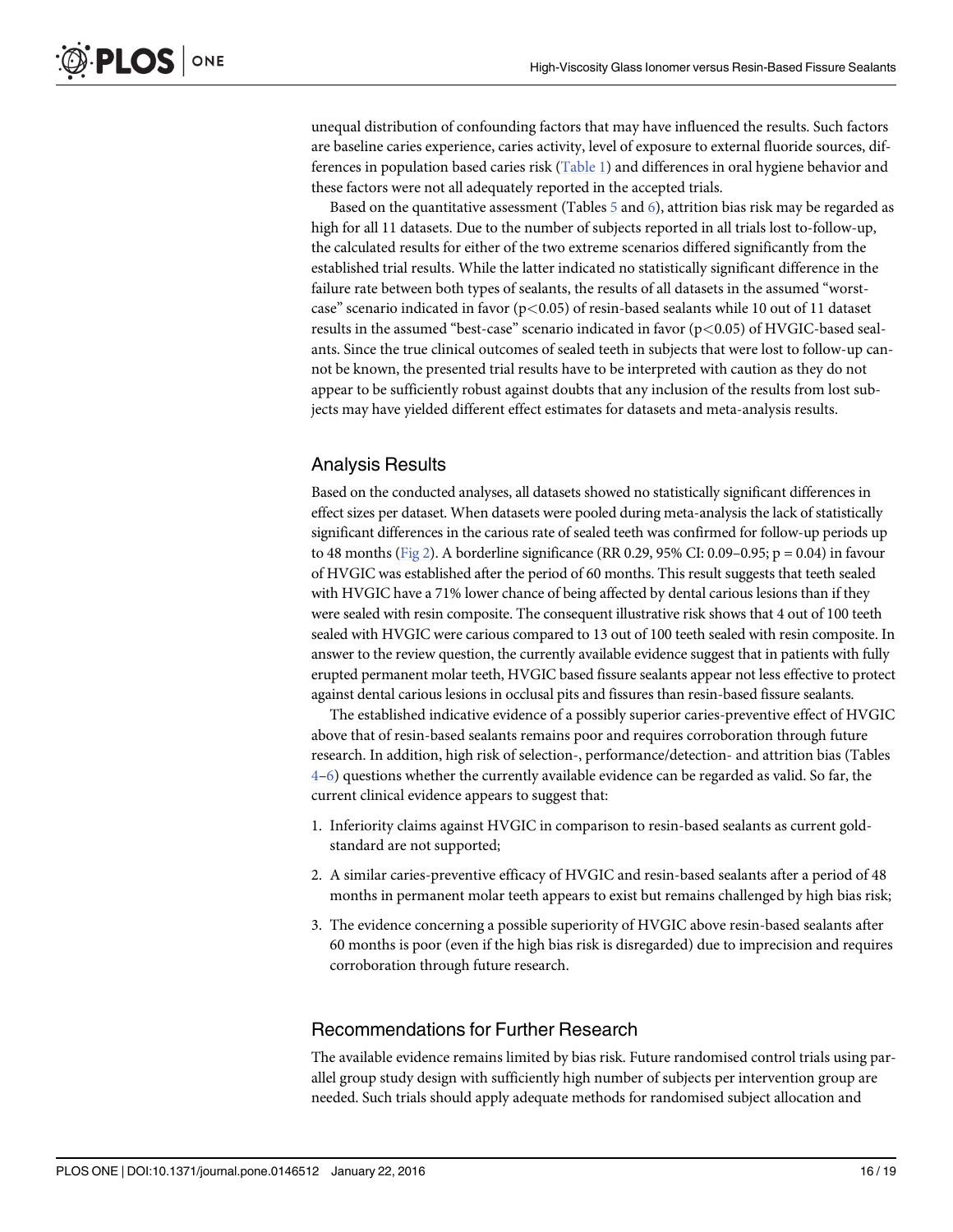unequal distribution of confounding factors that may have influenced the results. Such factors are baseline caries experience, caries activity, level of exposure to external fluoride sources, differences in population based caries risk (Table 1) and differences in oral hygiene behavior and these factors were not all adequately reported in the accepted trials.

Based on the quantitative assessment (Tables 5 and 6), attrition bias risk may be regarded as high for all 11 datasets. Due to the number of subjects reported in all trials lost to-follow-up, the calculated results for either of the two extreme scenarios differed significantly from the established trial results. While the latter indicated no statistically significant difference in the failure rate between both types of sealants, the results of all datasets in the assumed "worst-case" scenario indicated in favor ($p<0.05$) of resin-based sealants while 10 out of 11 dataset results in the assumed "best-case" scenario indicated in favor ($p<0.05$) of HVGIC-based sealants. Since the true clinical outcomes of sealed teeth in subjects that were lost to follow-up cannot be known, the presented trial results have to be interpreted with caution as they do not appear to be sufficiently robust against doubts that any inclusion of the results from lost subjects may have yielded different effect estimates for datasets and meta-analysis results.

## Analysis Results

Based on the conducted analyses, all datasets showed no statistically significant differences in effect sizes per dataset. When datasets were pooled during meta-analysis the lack of statistically significant differences in the carious rate of sealed teeth was confirmed for follow-up periods up to 48 months (Fig 2). A borderline significance (RR 0.29, 95% CI: 0.09–0.95; $p = 0.04$) in favour of HVGIC was established after the period of 60 months. This result suggests that teeth sealed with HVGIC have a 71% lower chance of being affected by dental carious lesions than if they were sealed with resin composite. The consequent illustrative risk shows that 4 out of 100 teeth sealed with HVGIC were carious compared to 13 out of 100 teeth sealed with resin composite. In answer to the review question, the currently available evidence suggest that in patients with fully erupted permanent molar teeth, HVGIC based fissure sealants appear not less effective to protect against dental carious lesions in occlusal pits and fissures than resin-based fissure sealants.

The established indicative evidence of a possibly superior caries-preventive effect of HVGIC above that of resin-based sealants remains poor and requires corroboration through future research. In addition, high risk of selection-, performance/detection- and attrition bias (Tables 4–6) questions whether the currently available evidence can be regarded as valid. So far, the current clinical evidence appears to suggest that:

1. Inferiority claims against HVGIC in comparison to resin-based sealants as current gold-standard are not supported;
2. A similar caries-preventive efficacy of HVGIC and resin-based sealants after a period of 48 months in permanent molar teeth appears to exist but remains challenged by high bias risk;
3. The evidence concerning a possible superiority of HVGIC above resin-based sealants after 60 months is poor (even if the high bias risk is disregarded) due to imprecision and requires corroboration through future research.

## Recommendations for Further Research

The available evidence remains limited by bias risk. Future randomised control trials using parallel group study design with sufficiently high number of subjects per intervention group are needed. Such trials should apply adequate methods for randomised subject allocation and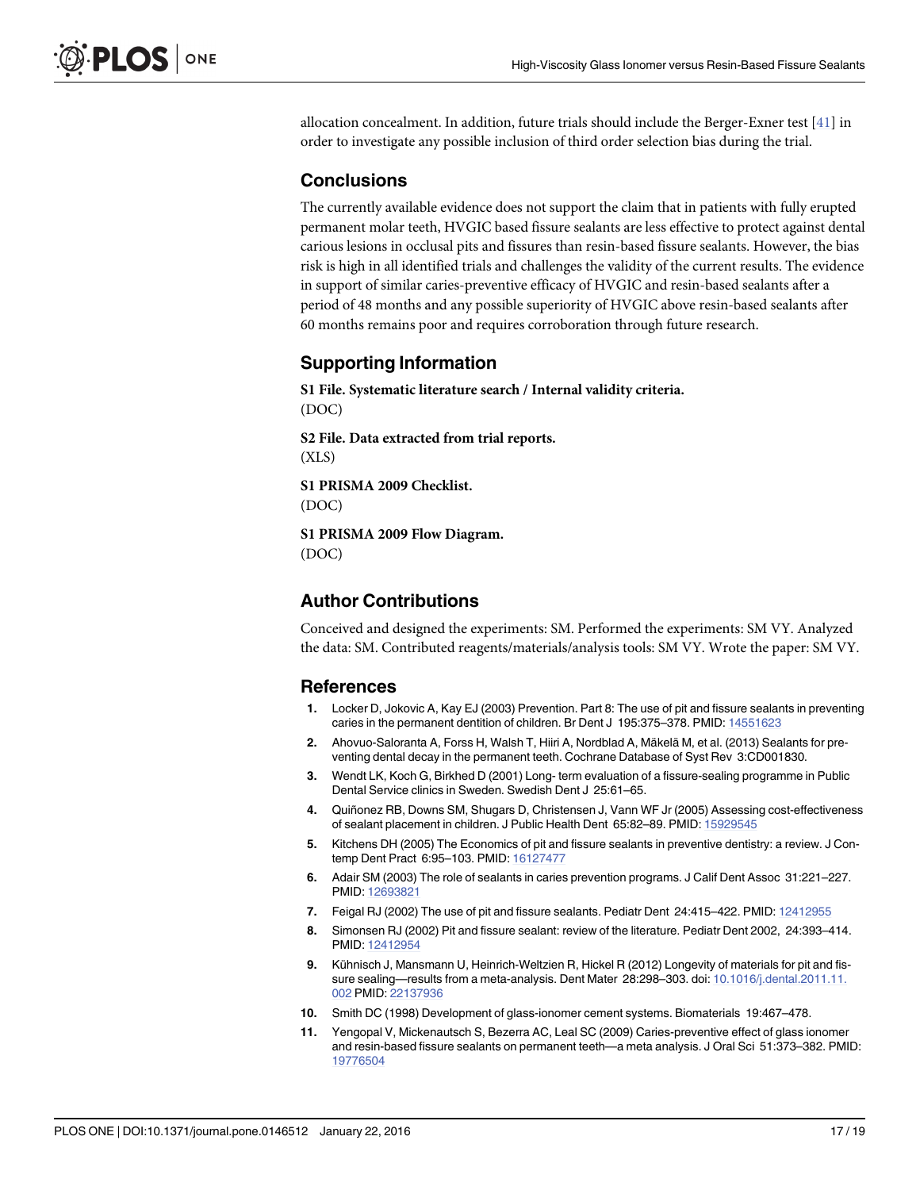allocation concealment. In addition, future trials should include the Berger-Exner test [41] in order to investigate any possible inclusion of third order selection bias during the trial.

## Conclusions

The currently available evidence does not support the claim that in patients with fully erupted permanent molar teeth, HVGIC based fissure sealants are less effective to protect against dental carious lesions in occlusal pits and fissures than resin-based fissure sealants. However, the bias risk is high in all identified trials and challenges the validity of the current results. The evidence in support of similar caries-preventive efficacy of HVGIC and resin-based sealants after a period of 48 months and any possible superiority of HVGIC above resin-based sealants after 60 months remains poor and requires corroboration through future research.

## Supporting Information

**S1 File. Systematic literature search / Internal validity criteria.**
(DOC)

**S2 File. Data extracted from trial reports.**
(XLS)

**S1 PRISMA 2009 Checklist.**
(DOC)

**S1 PRISMA 2009 Flow Diagram.**
(DOC)

## Author Contributions

Conceived and designed the experiments: SM. Performed the experiments: SM VY. Analyzed the data: SM. Contributed reagents/materials/analysis tools: SM VY. Wrote the paper: SM VY.

## References

1. Locker D, Jokovic A, Kay EJ (2003) Prevention. Part 8: The use of pit and fissure sealants in preventing caries in the permanent dentition of children. Br Dent J 195:375–378. PMID: 14551623
2. Ahovuo-Saloranta A, Forss H, Walsh T, Hiiri A, Nordblad A, Mäkelä M, et al. (2013) Sealants for preventing dental decay in the permanent teeth. Cochrane Database of Syst Rev 3:CD001830.
3. Wendt LK, Koch G, Birkhed D (2001) Long- term evaluation of a fissure-sealing programme in Public Dental Service clinics in Sweden. Swedish Dent J 25:61–65.
4. Quiñonez RB, Downs SM, Shugars D, Christensen J, Vann WF Jr (2005) Assessing cost-effectiveness of sealant placement in children. J Public Health Dent 65:82–89. PMID: 15929545
5. Kitchens DH (2005) The Economics of pit and fissure sealants in preventive dentistry: a review. J Contemp Dent Pract 6:95–103. PMID: 16127477
6. Adair SM (2003) The role of sealants in caries prevention programs. J Calif Dent Assoc 31:221–227. PMID: 12693821
7. Feigal RJ (2002) The use of pit and fissure sealants. Pediatr Dent 24:415–422. PMID: 12412955
8. Simonsen RJ (2002) Pit and fissure sealant: review of the literature. Pediatr Dent 2002, 24:393–414. PMID: 12412954
9. Kühnisch J, Mansmann U, Heinrich-Weltzien R, Hickel R (2012) Longevity of materials for pit and fissure sealing—results from a meta-analysis. Dent Mater 28:298–303. doi: 10.1016/j.dental.2011.11.002 PMID: 22137936
10. Smith DC (1998) Development of glass-ionomer cement systems. Biomaterials 19:467–478.
11. Yengopal V, Mickenautsch S, Bezerra AC, Leal SC (2009) Caries-preventive effect of glass ionomer and resin-based fissure sealants on permanent teeth—a meta analysis. J Oral Sci 51:373–382. PMID: 19776504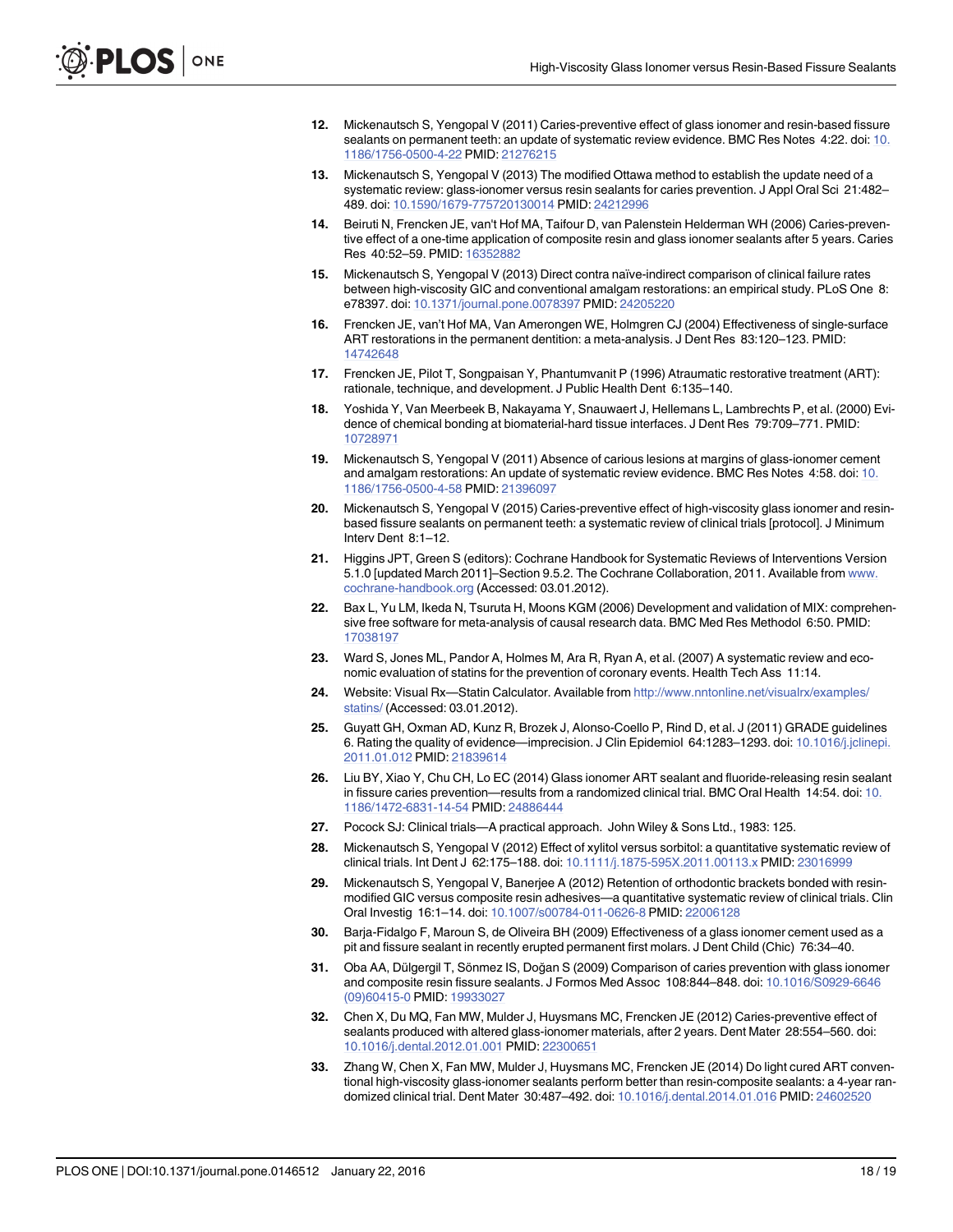12. Mickenautsch S, Yengopal V (2011) Caries-preventive effect of glass ionomer and resin-based fissure sealants on permanent teeth: an update of systematic review evidence. BMC Res Notes 4:22. doi: 10.1186/1756-0500-4-22 PMID: 21276215

13. Mickenautsch S, Yengopal V (2013) The modified Ottawa method to establish the update need of a systematic review: glass-ionomer versus resin sealants for caries prevention. J Appl Oral Sci 21:482–489. doi: 10.1590/1679-775720130014 PMID: 24212996

14. Beiruti N, Frencken JE, van't Hof MA, Taifour D, van Palenstein Helderman WH (2006) Caries-preventive effect of a one-time application of composite resin and glass ionomer sealants after 5 years. Caries Res 40:52–59. PMID: 16352882

15. Mickenautsch S, Yengopal V (2013) Direct contra naïve-indirect comparison of clinical failure rates between high-viscosity GIC and conventional amalgam restorations: an empirical study. PLoS One 8: e78397. doi: 10.1371/journal.pone.0078397 PMID: 24205220

16. Frencken JE, van't Hof MA, Van Amerongen WE, Holmgren CJ (2004) Effectiveness of single-surface ART restorations in the permanent dentition: a meta-analysis. J Dent Res 83:120–123. PMID: 14742648

17. Frencken JE, Pilot T, Songpaisan Y, Phantumvanit P (1996) Atraumatic restorative treatment (ART): rationale, technique, and development. J Public Health Dent 6:135–140.

18. Yoshida Y, Van Meerbeek B, Nakayama Y, Snauwaert J, Hellemans L, Lambrechts P, et al. (2000) Evidence of chemical bonding at biomaterial-hard tissue interfaces. J Dent Res 79:709–771. PMID: 10728971

19. Mickenautsch S, Yengopal V (2011) Absence of carious lesions at margins of glass-ionomer cement and amalgam restorations: An update of systematic review evidence. BMC Res Notes 4:58. doi: 10.1186/1756-0500-4-58 PMID: 21396097

20. Mickenautsch S, Yengopal V (2015) Caries-preventive effect of high-viscosity glass ionomer and resin-based fissure sealants on permanent teeth: a systematic review of clinical trials [protocol]. J Minimum Interv Dent 8:1–12.

21. Higgins JPT, Green S (editors): Cochrane Handbook for Systematic Reviews of Interventions Version 5.1.0 [updated March 2011]–Section 9.5.2. The Cochrane Collaboration, 2011. Available from www.cochrane-handbook.org (Accessed: 03.01.2012).

22. Bax L, Yu LM, Ikeda N, Tsuruta H, Moons KGM (2006) Development and validation of MIX: comprehensive free software for meta-analysis of causal research data. BMC Med Res Methodol 6:50. PMID: 17038197

23. Ward S, Jones ML, Pandor A, Holmes M, Ara R, Ryan A, et al. (2007) A systematic review and economic evaluation of statins for the prevention of coronary events. Health Tech Ass 11:14.

24. Website: Visual Rx—Statin Calculator. Available from http://www.nntonline.net/visualrx/examples/statins/ (Accessed: 03.01.2012).

25. Guyatt GH, Oxman AD, Kunz R, Brozek J, Alonso-Coello P, Rind D, et al. J (2011) GRADE guidelines 6. Rating the quality of evidence—imprecision. J Clin Epidemiol 64:1283–1293. doi: 10.1016/j.jclinepi.2011.01.012 PMID: 21839614

26. Liu BY, Xiao Y, Chu CH, Lo EC (2014) Glass ionomer ART sealant and fluoride-releasing resin sealant in fissure caries prevention—results from a randomized clinical trial. BMC Oral Health 14:54. doi: 10.1186/1472-6831-14-54 PMID: 24886444

27. Pocock SJ: Clinical trials—A practical approach. John Wiley & Sons Ltd., 1983: 125.

28. Mickenautsch S, Yengopal V (2012) Effect of xylitol versus sorbitol: a quantitative systematic review of clinical trials. Int Dent J 62:175–188. doi: 10.1111/j.1875-595X.2011.00113.x PMID: 23016999

29. Mickenautsch S, Yengopal V, Banerjee A (2012) Retention of orthodontic brackets bonded with resin-modified GIC versus composite resin adhesives—a quantitative systematic review of clinical trials. Clin Oral Investig 16:1–14. doi: 10.1007/s00784-011-0626-8 PMID: 22006128

30. Barja-Fidalgo F, Maroun S, de Oliveira BH (2009) Effectiveness of a glass ionomer cement used as a pit and fissure sealant in recently erupted permanent first molars. J Dent Child (Chic) 76:34–40.

31. Oba AA, Dülgergil T, Sönmez IS, Doğan S (2009) Comparison of caries prevention with glass ionomer and composite resin fissure sealants. J Formos Med Assoc 108:844–848. doi: 10.1016/S0929-6646(09)60415-0 PMID: 19933027

32. Chen X, Du MQ, Fan MW, Mulder J, Huysmans MC, Frencken JE (2012) Caries-preventive effect of sealants produced with altered glass-ionomer materials, after 2 years. Dent Mater 28:554–560. doi: 10.1016/j.dental.2012.01.001 PMID: 22300651

33. Zhang W, Chen X, Fan MW, Mulder J, Huysmans MC, Frencken JE (2014) Do light cured ART conventional high-viscosity glass-ionomer sealants perform better than resin-composite sealants: a 4-year randomized clinical trial. Dent Mater 30:487–492. doi: 10.1016/j.dental.2014.01.016 PMID: 24602520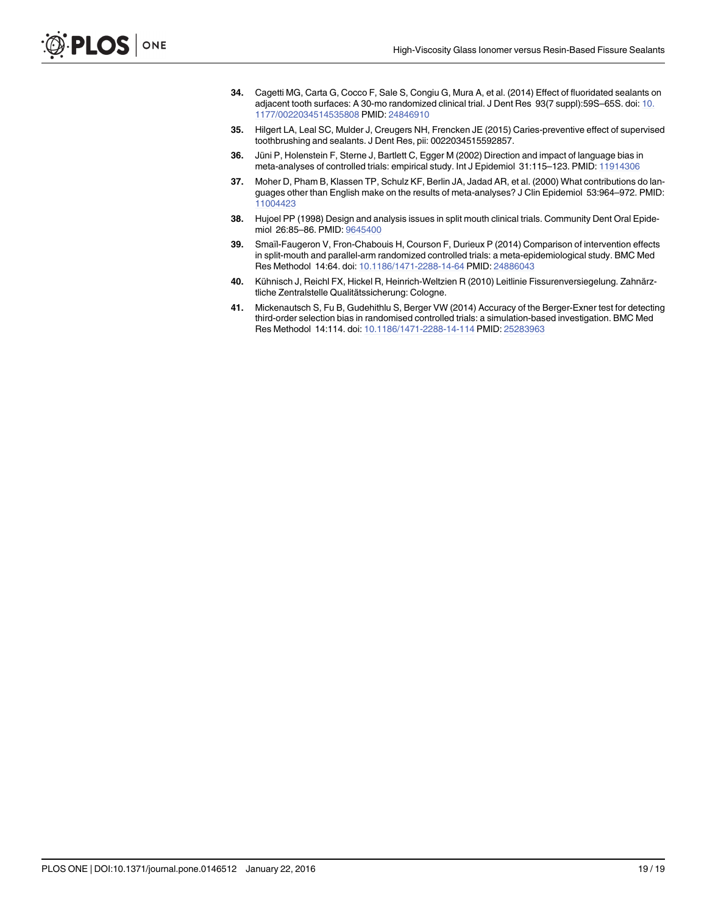34. Cagetti MG, Carta G, Cocco F, Sale S, Congiu G, Mura A, et al. (2014) Effect of fluoridated sealants on adjacent tooth surfaces: A 30-mo randomized clinical trial. J Dent Res 93(7 suppl):59S–65S. doi: 10.1177/0022034514535808 PMID: 24846910

35. Hilgert LA, Leal SC, Mulder J, Creugers NH, Frencken JE (2015) Caries-preventive effect of supervised toothbrushing and sealants. J Dent Res, pii: 0022034515592857.

36. Jüni P, Holenstein F, Sterne J, Bartlett C, Egger M (2002) Direction and impact of language bias in meta-analyses of controlled trials: empirical study. Int J Epidemiol 31:115–123. PMID: 11914306

37. Moher D, Pham B, Klassen TP, Schulz KF, Berlin JA, Jadad AR, et al. (2000) What contributions do languages other than English make on the results of meta-analyses? J Clin Epidemiol 53:964–972. PMID: 11004423

38. Hujoel PP (1998) Design and analysis issues in split mouth clinical trials. Community Dent Oral Epidemiol 26:85–86. PMID: 9645400

39. Smaïl-Faugeron V, Fron-Chabouis H, Courson F, Durieux P (2014) Comparison of intervention effects in split-mouth and parallel-arm randomized controlled trials: a meta-epidemiological study. BMC Med Res Methodol 14:64. doi: 10.1186/1471-2288-14-64 PMID: 24886043

40. Kühnisch J, Reichl FX, Hickel R, Heinrich-Weltzien R (2010) Leitlinie Fissurenversiegelung. Zahnärztliche Zentralstelle Qualitätssicherung: Cologne.

41. Mickenautsch S, Fu B, Gudehithlu S, Berger VW (2014) Accuracy of the Berger-Exner test for detecting third-order selection bias in randomised controlled trials: a simulation-based investigation. BMC Med Res Methodol 14:114. doi: 10.1186/1471-2288-14-114 PMID: 25283963